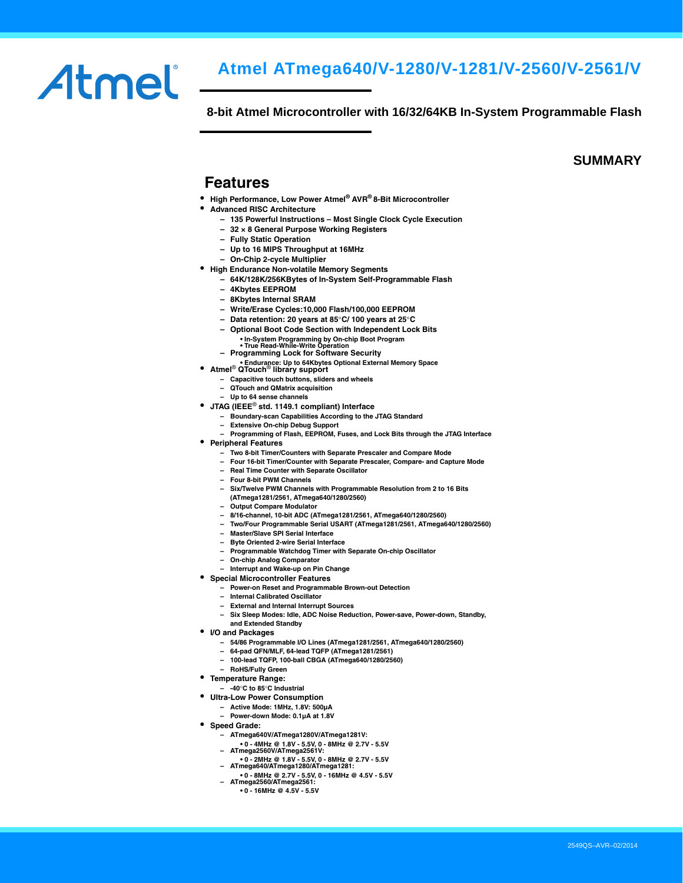Atmel

# Atmel ATmega640/V-1280/V-1281/V-2560/V-2561/V

## 8-bit Atmel Microcontroller with 16/32/64KB In-System Programmable Flash

**SUMMARY**

## Features

- **High Performance, Low Power Atmel® AVR® 8-Bit Microcontroller**
- **Advanced RISC Architecture**
  - 135 Powerful Instructions – Most Single Clock Cycle Execution
  - 32 × 8 General Purpose Working Registers
  - Fully Static Operation
  - Up to 16 MIPS Throughput at 16MHz
  - On-Chip 2-cycle Multiplier
- **High Endurance Non-volatile Memory Segments**
  - 64K/128K/256KBytes of In-System Self-Programmable Flash
  - 4Kbytes EEPROM
  - 8Kbytes Internal SRAM
  - Write/Erase Cycles:10,000 Flash/100,000 EEPROM
  - Data retention: 20 years at 85°C/ 100 years at 25°C
  - Optional Boot Code Section with Independent Lock Bits
    - In-System Programming by On-chip Boot Program
    - True Read-While-Write Operation
  - Programming Lock for Software Security
    - Endurance: Up to 64Kbytes Optional External Memory Space
- **Atmel® QTouch® library support**
  - Capacitive touch buttons, sliders and wheels
  - QTouch and QMatrix acquisition
  - Up to 64 sense channels
- **JTAG (IEEE® std. 1149.1 compliant) Interface**
  - Boundary-scan Capabilities According to the JTAG Standard
  - Extensive On-chip Debug Support
  - Programming of Flash, EEPROM, Fuses, and Lock Bits through the JTAG Interface
- **Peripheral Features**
  - Two 8-bit Timer/Counters with Separate Prescaler and Compare Mode
  - Four 16-bit Timer/Counter with Separate Prescaler, Compare- and Capture Mode
  - Real Time Counter with Separate Oscillator
  - Four 8-bit PWM Channels
  - Six/Twelve PWM Channels with Programmable Resolution from 2 to 16 Bits (ATmega1281/2561, ATmega640/1280/2560)
  - Output Compare Modulator
  - 8/16-channel, 10-bit ADC (ATmega1281/2561, ATmega640/1280/2560)
  - Two/Four Programmable Serial USART (ATmega1281/2561, ATmega640/1280/2560)
  - Master/Slave SPI Serial Interface
  - Byte Oriented 2-wire Serial Interface
  - Programmable Watchdog Timer with Separate On-chip Oscillator
  - On-chip Analog Comparator
  - Interrupt and Wake-up on Pin Change
- **Special Microcontroller Features**
  - Power-on Reset and Programmable Brown-out Detection
  - Internal Calibrated Oscillator
  - External and Internal Interrupt Sources
  - Six Sleep Modes: Idle, ADC Noise Reduction, Power-save, Power-down, Standby, and Extended Standby
- **I/O and Packages**
  - 54/86 Programmable I/O Lines (ATmega1281/2561, ATmega640/1280/2560)
  - 64-pad QFN/MLF, 64-lead TQFP (ATmega1281/2561)
  - 100-lead TQFP, 100-ball CBGA (ATmega640/1280/2560)
  - RoHS/Fully Green
- **Temperature Range:**
  - -40°C to 85°C Industrial
- **Ultra-Low Power Consumption**
  - Active Mode: 1MHz, 1.8V: 500µA
  - Power-down Mode: 0.1µA at 1.8V
- **Speed Grade:**
  - ATmega640V/ATmega1280V/ATmega1281V:
    - 0 - 4MHz @ 1.8V - 5.5V, 0 - 8MHz @ 2.7V - 5.5V
  - ATmega2560V/ATmega2561V:
    - 0 - 2MHz @ 1.8V - 5.5V, 0 - 8MHz @ 2.7V - 5.5V
  - ATmega640/ATmega1280/ATmega1281:
    - 0 - 8MHz @ 2.7V - 5.5V, 0 - 16MHz @ 4.5V - 5.5V
  - ATmega2560/ATmega2561:
    - 0 - 16MHz @ 4.5V - 5.5V

2549QS–AVR–02/2014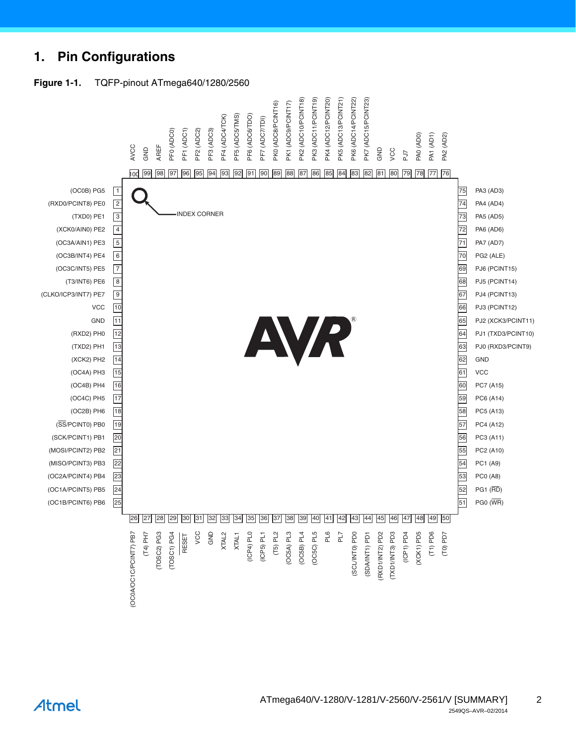# 1. Pin Configurations

**Figure 1-1.** TQFP-pinout ATmega640/1280/2560

100 AVCC
99 GND
98 AREF
97 PF0 (ADC0)
96 PF1 (ADC1)
95 PF2 (ADC2)
94 PF3 (ADC3)
93 PF4 (ADC4/TCK)
92 PF5 (ADC5/TMS)
91 PF6 (ADC6/TDO)
90 PF7 (ADC7/TDI)
89 PK0 (ADC8/PCINT16)
88 PK1 (ADC9/PCINT17)
87 PK2 (ADC10/PCINT18)
86 PK3 (ADC11/PCINT19)
85 PK4 (ADC12/PCINT20)
84 PK5 (ADC13/PCINT21)
83 PK6 (ADC14/PCINT22)
82 PK7 (ADC15/PCINT23)
81 GND
80 VCC
79 PJ7
78 PA0 (AD0)
77 PA1 (AD1)
76 PA2 (AD2)

1 (OC0B) PG5
2 (RXD0/PCINT8) PE0
3 (TXD0) PE1
4 (XCK0/AIN0) PE2
5 (OC3A/AIN1) PE3
6 (OC3B/INT4) PE4
7 (OC3C/INT5) PE5
8 (T3/INT6) PE6
9 (CLKO/ICP3/INT7) PE7
10 VCC
11 GND
12 (RXD2) PH0
13 (TXD2) PH1
14 (XCK2) PH2
15 (OC4A) PH3
16 (OC4B) PH4
17 (OC4C) PH5
18 (OC2B) PH6
19 (SS/PCINT0) PB0
20 (SCK/PCINT1) PB1
21 (MOSI/PCINT2) PB2
22 (MISO/PCINT3) PB3
23 (OC2A/PCINT4) PB4
24 (OC1A/PCINT5) PB5
25 (OC1B/PCINT6) PB6

INDEX CORNER

AVR®

75 PA3 (AD3)
74 PA4 (AD4)
73 PA5 (AD5)
72 PA6 (AD6)
71 PA7 (AD7)
70 PG2 (ALE)
69 PJ6 (PCINT15)
68 PJ5 (PCINT14)
67 PJ4 (PCINT13)
66 PJ3 (PCINT12)
65 PJ2 (XCK3/PCINT11)
64 PJ1 (TXD3/PCINT10)
63 PJ0 (RXD3/PCINT9)
62 GND
61 VCC
60 PC7 (A15)
59 PC6 (A14)
58 PC5 (A13)
57 PC4 (A12)
56 PC3 (A11)
55 PC2 (A10)
54 PC1 (A9)
53 PC0 (A8)
52 PG1 (RD)
51 PG0 (WR)

26 (OC0A/OC1C/PCINT7) PB7
27 (T4) PH7
28 (TOSC2) PG3
29 (TOSC1) PG4
30 RESET
31 VCC
32 GND
33 XTAL2
34 XTAL1
35 (ICP4) PL0
36 (ICP5) PL1
37 (T5) PL2
38 (OC5A) PL3
39 (OC5B) PL4
40 (OC5C) PL5
41 PL6
42 PL7
43 (SCL/INT0) PD0
44 (SDA/INT1) PD1
45 (RXD1/INT2) PD2
46 (TXD1/INT3) PD3
47 (ICP1) PD4
48 (XCK1) PD5
49 (T1) PD6
50 (T0) PD7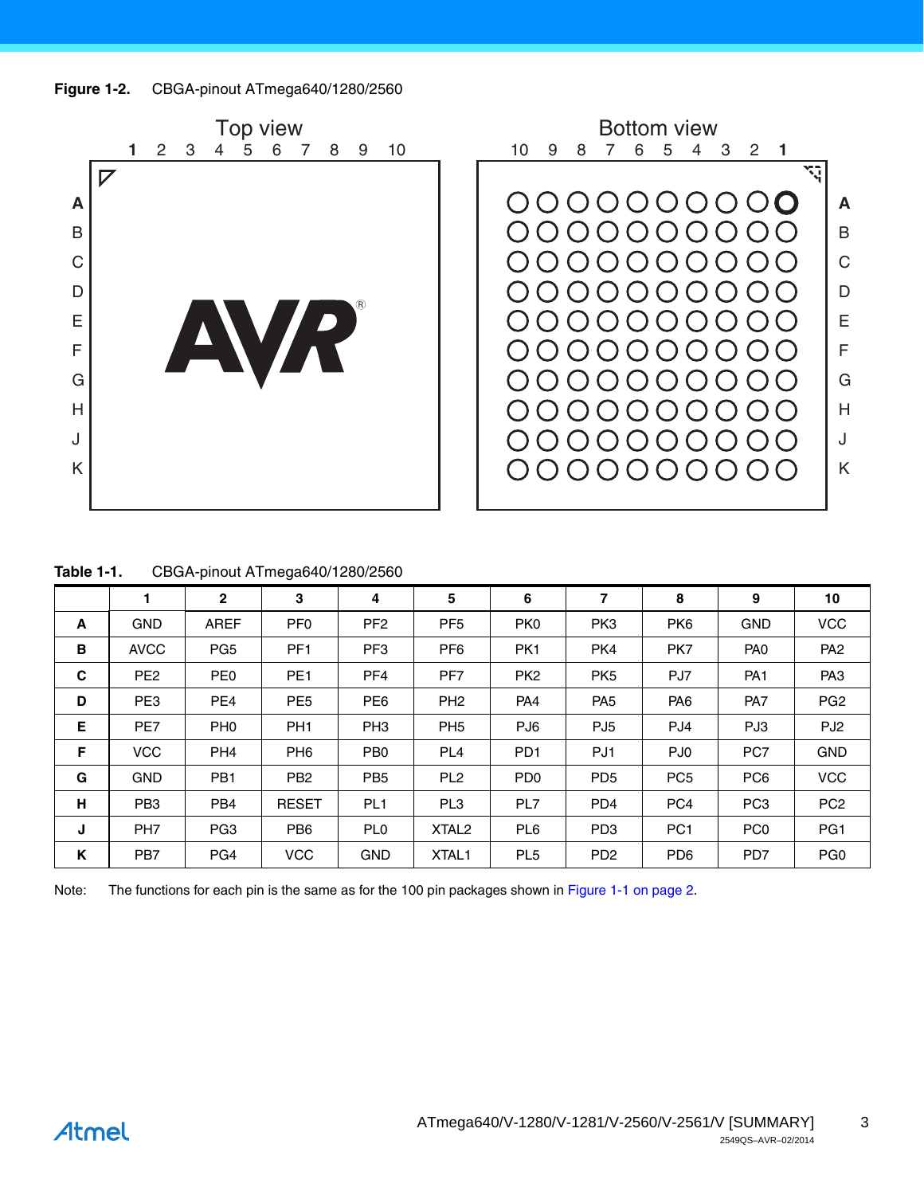**Figure 1-2.** CBGA-pinout ATmega640/1280/2560

Top view

1 2 3 4 5 6 7 8 9 10

A B C D E F G H J K

Bottom view

10 9 8 7 6 5 4 3 2 1

A B C D E F G H J K

**Table 1-1.** CBGA-pinout ATmega640/1280/2560

| | 1 | 2 | 3 | 4 | 5 | 6 | 7 | 8 | 9 | 10 |
|---|---|---|---|---|---|---|---|---|---|---|
| **A** | GND | AREF | PF0 | PF2 | PF5 | PK0 | PK3 | PK6 | GND | VCC |
| **B** | AVCC | PG5 | PF1 | PF3 | PF6 | PK1 | PK4 | PK7 | PA0 | PA2 |
| **C** | PE2 | PE0 | PE1 | PF4 | PF7 | PK2 | PK5 | PJ7 | PA1 | PA3 |
| **D** | PE3 | PE4 | PE5 | PE6 | PH2 | PA4 | PA5 | PA6 | PA7 | PG2 |
| **E** | PE7 | PH0 | PH1 | PH3 | PH5 | PJ6 | PJ5 | PJ4 | PJ3 | PJ2 |
| **F** | VCC | PH4 | PH6 | PB0 | PL4 | PD1 | PJ1 | PJ0 | PC7 | GND |
| **G** | GND | PB1 | PB2 | PB5 | PL2 | PD0 | PD5 | PC5 | PC6 | VCC |
| **H** | PB3 | PB4 | RESET | PL1 | PL3 | PL7 | PD4 | PC4 | PC3 | PC2 |
| **J** | PH7 | PG3 | PB6 | PL0 | XTAL2 | PL6 | PD3 | PC1 | PC0 | PG1 |
| **K** | PB7 | PG4 | VCC | GND | XTAL1 | PL5 | PD2 | PD6 | PD7 | PG0 |

Note: The functions for each pin is the same as for the 100 pin packages shown in Figure 1-1 on page 2.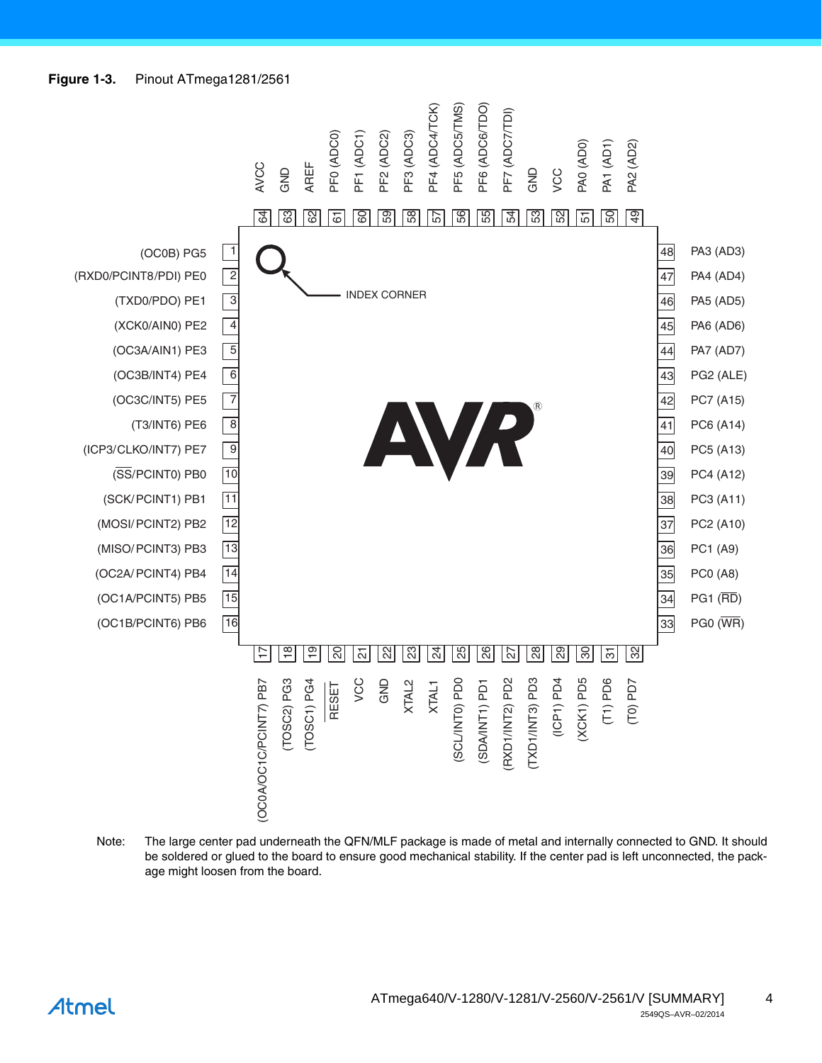**Figure 1-3.** Pinout ATmega1281/2561

64 AVCC
63 GND
62 AREF
61 PF0 (ADC0)
60 PF1 (ADC1)
59 PF2 (ADC2)
58 PF3 (ADC3)
57 PF4 (ADC4/TCK)
56 PF5 (ADC5/TMS)
55 PF6 (ADC6/TDO)
54 PF7 (ADC7/TDI)
53 GND
52 VCC
51 PA0 (AD0)
50 PA1 (AD1)
49 PA2 (AD2)

1 (OC0B) PG5
2 (RXD0/PCINT8/PDI) PE0
3 (TXD0/PDO) PE1
4 (XCK0/AIN0) PE2
5 (OC3A/AIN1) PE3
6 (OC3B/INT4) PE4
7 (OC3C/INT5) PE5
8 (T3/INT6) PE6
9 (ICP3/CLKO/INT7) PE7
10 (SS/PCINT0) PB0
11 (SCK/PCINT1) PB1
12 (MOSI/PCINT2) PB2
13 (MISO/PCINT3) PB3
14 (OC2A/PCINT4) PB4
15 (OC1A/PCINT5) PB5
16 (OC1B/PCINT6) PB6

48 PA3 (AD3)
47 PA4 (AD4)
46 PA5 (AD5)
45 PA6 (AD6)
44 PA7 (AD7)
43 PG2 (ALE)
42 PC7 (A15)
41 PC6 (A14)
40 PC5 (A13)
39 PC4 (A12)
38 PC3 (A11)
37 PC2 (A10)
36 PC1 (A9)
35 PC0 (A8)
34 PG1 (RD)
33 PG0 (WR)

17 (OC0A/OC1C/PCINT7) PB7
18 (TOSC2) PG3
19 (TOSC1) PG4
20 RESET
21 VCC
22 GND
23 XTAL2
24 XTAL1
25 (SCL/INT0) PD0
26 (SDA/INT1) PD1
27 (RXD1/INT2) PD2
28 (TXD1/INT3) PD3
29 (ICP1) PD4
30 (XCK1) PD5
31 (T1) PD6
32 (T0) PD7

INDEX CORNER

AVR®

Note: The large center pad underneath the QFN/MLF package is made of metal and internally connected to GND. It should be soldered or glued to the board to ensure good mechanical stability. If the center pad is left unconnected, the package might loosen from the board.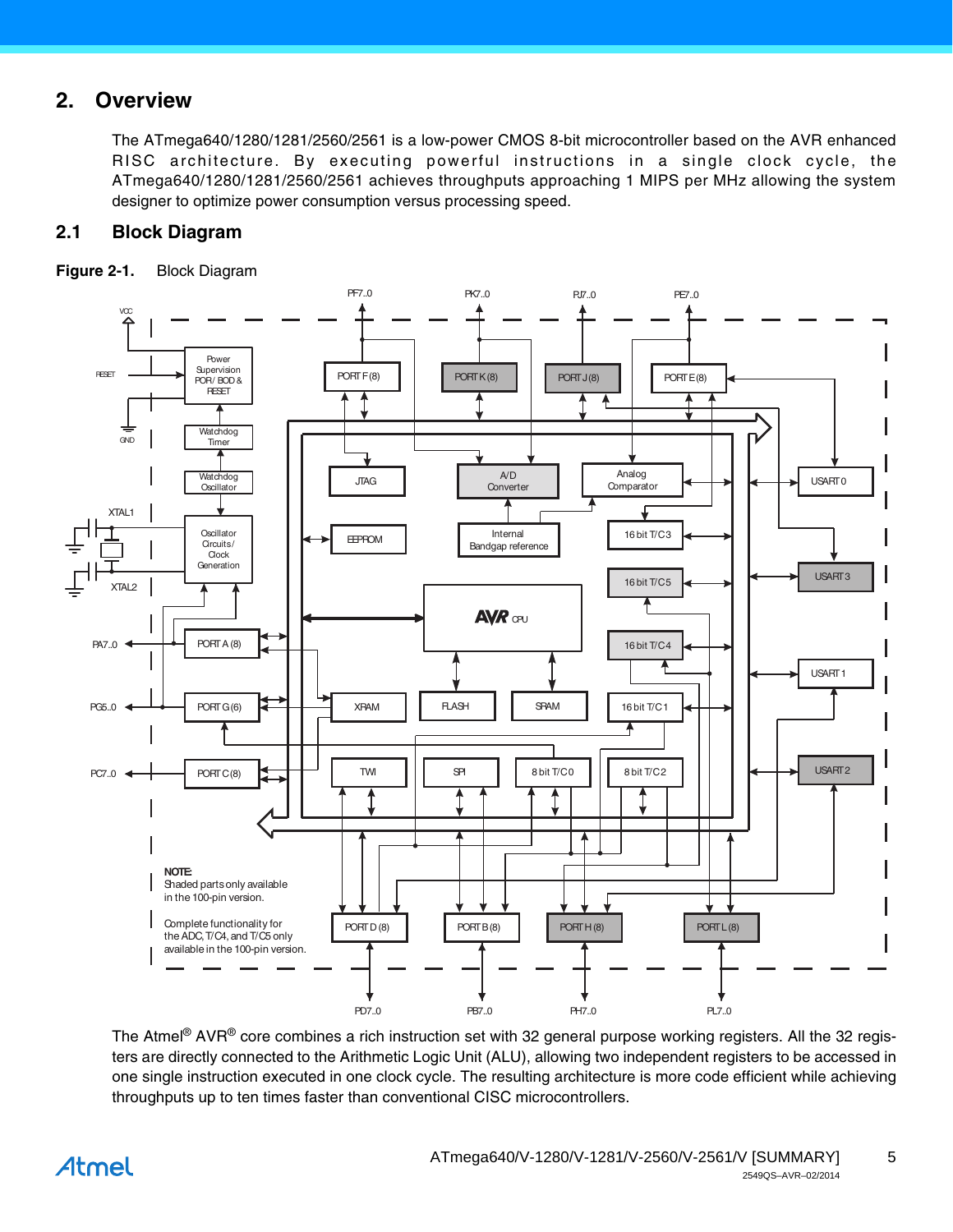## 2. Overview

The ATmega640/1280/1281/2560/2561 is a low-power CMOS 8-bit microcontroller based on the AVR enhanced RISC architecture. By executing powerful instructions in a single clock cycle, the ATmega640/1280/1281/2560/2561 achieves throughputs approaching 1 MIPS per MHz allowing the system designer to optimize power consumption versus processing speed.

### 2.1 Block Diagram

**Figure 2-1.** Block Diagram

PF7..0 PK7..0 PJ7..0 PE7..0

VCC

RESET

GND

XTAL1

XTAL2

Power Supervision POR/ BOD & RESET

Watchdog Timer

Watchdog Oscillator

Oscillator Circuits/ Clock Generation

PORT F (8) PORT K (8) PORT J (8) PORT E (8)

JTAG

A/D Converter

Analog Comparator

USART 0

EEPROM

Internal Bandgap reference

16 bit T/C3

16 bit T/C5

USART 3

AVR CPU

16 bit T/C4

PA7..0 PORT A (8)

USART 1

PG5..0 PORT G (6)

XRAM

FLASH

SRAM

16 bit T/C1

PC7..0 PORT C (8)

TWI

SPI

8 bit T/C0

8 bit T/C2

USART 2

NOTE:
Shaded parts only available in the 100-pin version.

Complete functionality for the ADC, T/C4, and T/C5 only available in the 100-pin version.

PORT D (8) PORT B (8) PORT H (8) PORT L (8)

PD7..0 PB7..0 PH7..0 PL7..0

The Atmel® AVR® core combines a rich instruction set with 32 general purpose working registers. All the 32 registers are directly connected to the Arithmetic Logic Unit (ALU), allowing two independent registers to be accessed in one single instruction executed in one clock cycle. The resulting architecture is more code efficient while achieving throughputs up to ten times faster than conventional CISC microcontrollers.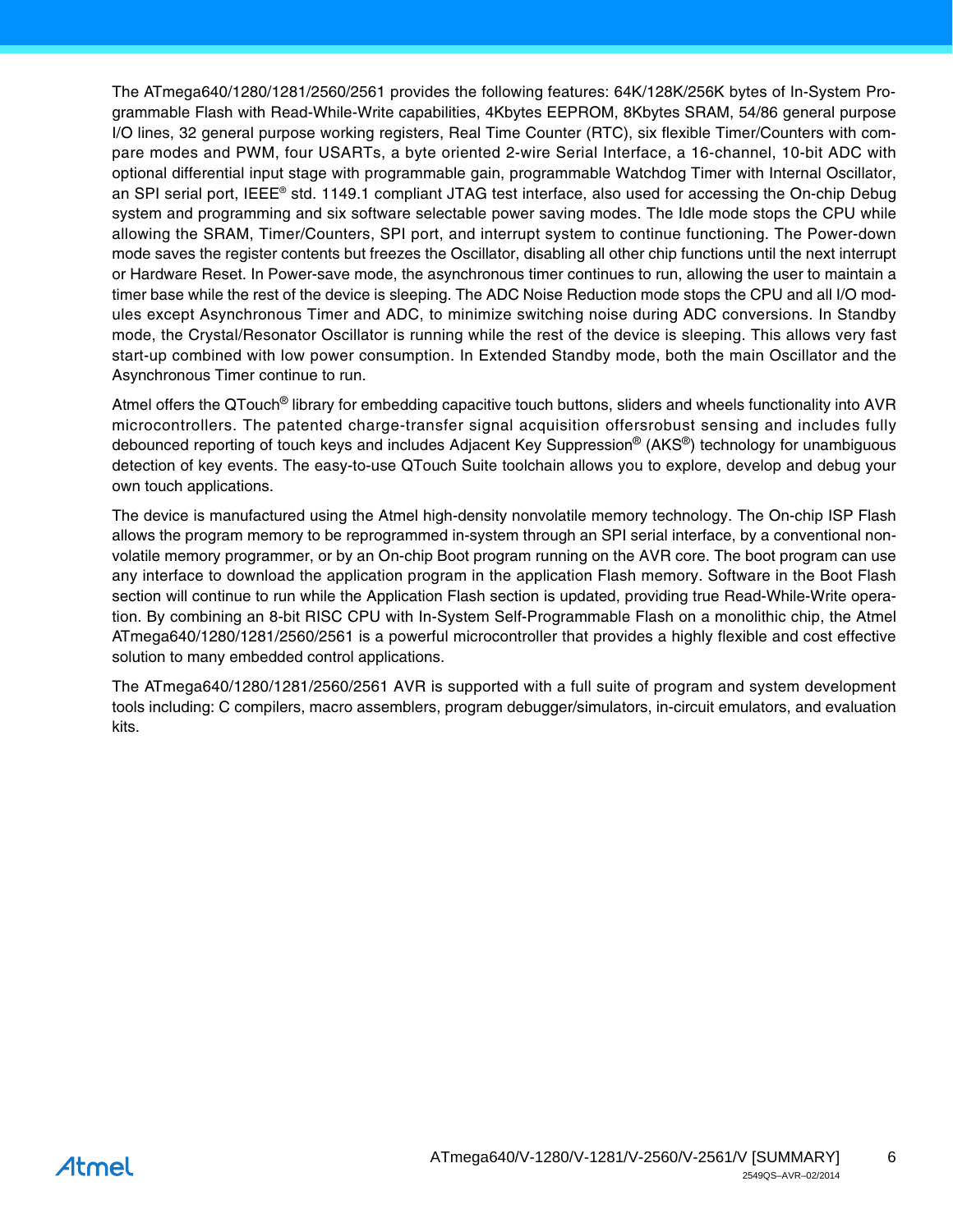The ATmega640/1280/1281/2560/2561 provides the following features: 64K/128K/256K bytes of In-System Programmable Flash with Read-While-Write capabilities, 4Kbytes EEPROM, 8Kbytes SRAM, 54/86 general purpose I/O lines, 32 general purpose working registers, Real Time Counter (RTC), six flexible Timer/Counters with compare modes and PWM, four USARTs, a byte oriented 2-wire Serial Interface, a 16-channel, 10-bit ADC with optional differential input stage with programmable gain, programmable Watchdog Timer with Internal Oscillator, an SPI serial port, IEEE® std. 1149.1 compliant JTAG test interface, also used for accessing the On-chip Debug system and programming and six software selectable power saving modes. The Idle mode stops the CPU while allowing the SRAM, Timer/Counters, SPI port, and interrupt system to continue functioning. The Power-down mode saves the register contents but freezes the Oscillator, disabling all other chip functions until the next interrupt or Hardware Reset. In Power-save mode, the asynchronous timer continues to run, allowing the user to maintain a timer base while the rest of the device is sleeping. The ADC Noise Reduction mode stops the CPU and all I/O modules except Asynchronous Timer and ADC, to minimize switching noise during ADC conversions. In Standby mode, the Crystal/Resonator Oscillator is running while the rest of the device is sleeping. This allows very fast start-up combined with low power consumption. In Extended Standby mode, both the main Oscillator and the Asynchronous Timer continue to run.

Atmel offers the QTouch® library for embedding capacitive touch buttons, sliders and wheels functionality into AVR microcontrollers. The patented charge-transfer signal acquisition offersrobust sensing and includes fully debounced reporting of touch keys and includes Adjacent Key Suppression® (AKS®) technology for unambiguous detection of key events. The easy-to-use QTouch Suite toolchain allows you to explore, develop and debug your own touch applications.

The device is manufactured using the Atmel high-density nonvolatile memory technology. The On-chip ISP Flash allows the program memory to be reprogrammed in-system through an SPI serial interface, by a conventional nonvolatile memory programmer, or by an On-chip Boot program running on the AVR core. The boot program can use any interface to download the application program in the application Flash memory. Software in the Boot Flash section will continue to run while the Application Flash section is updated, providing true Read-While-Write operation. By combining an 8-bit RISC CPU with In-System Self-Programmable Flash on a monolithic chip, the Atmel ATmega640/1280/1281/2560/2561 is a powerful microcontroller that provides a highly flexible and cost effective solution to many embedded control applications.

The ATmega640/1280/1281/2560/2561 AVR is supported with a full suite of program and system development tools including: C compilers, macro assemblers, program debugger/simulators, in-circuit emulators, and evaluation kits.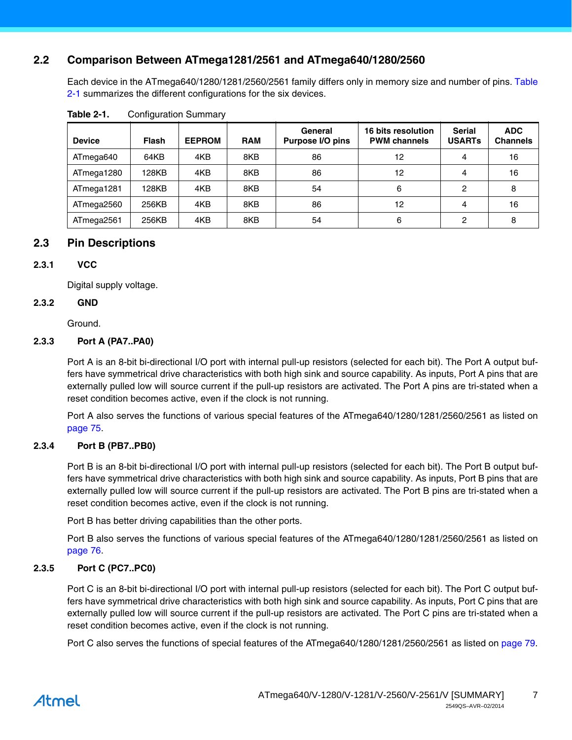## 2.2 Comparison Between ATmega1281/2561 and ATmega640/1280/2560

Each device in the ATmega640/1280/1281/2560/2561 family differs only in memory size and number of pins. Table 2-1 summarizes the different configurations for the six devices.

**Table 2-1.** Configuration Summary

| Device | Flash | EEPROM | RAM | General Purpose I/O pins | 16 bits resolution PWM channels | Serial USARTs | ADC Channels |
|---|---|---|---|---|---|---|---|
| ATmega640 | 64KB | 4KB | 8KB | 86 | 12 | 4 | 16 |
| ATmega1280 | 128KB | 4KB | 8KB | 86 | 12 | 4 | 16 |
| ATmega1281 | 128KB | 4KB | 8KB | 54 | 6 | 2 | 8 |
| ATmega2560 | 256KB | 4KB | 8KB | 86 | 12 | 4 | 16 |
| ATmega2561 | 256KB | 4KB | 8KB | 54 | 6 | 2 | 8 |

## 2.3 Pin Descriptions

### 2.3.1 VCC

Digital supply voltage.

### 2.3.2 GND

Ground.

### 2.3.3 Port A (PA7..PA0)

Port A is an 8-bit bi-directional I/O port with internal pull-up resistors (selected for each bit). The Port A output buffers have symmetrical drive characteristics with both high sink and source capability. As inputs, Port A pins that are externally pulled low will source current if the pull-up resistors are activated. The Port A pins are tri-stated when a reset condition becomes active, even if the clock is not running.

Port A also serves the functions of various special features of the ATmega640/1280/1281/2560/2561 as listed on page 75.

### 2.3.4 Port B (PB7..PB0)

Port B is an 8-bit bi-directional I/O port with internal pull-up resistors (selected for each bit). The Port B output buffers have symmetrical drive characteristics with both high sink and source capability. As inputs, Port B pins that are externally pulled low will source current if the pull-up resistors are activated. The Port B pins are tri-stated when a reset condition becomes active, even if the clock is not running.

Port B has better driving capabilities than the other ports.

Port B also serves the functions of various special features of the ATmega640/1280/1281/2560/2561 as listed on page 76.

### 2.3.5 Port C (PC7..PC0)

Port C is an 8-bit bi-directional I/O port with internal pull-up resistors (selected for each bit). The Port C output buffers have symmetrical drive characteristics with both high sink and source capability. As inputs, Port C pins that are externally pulled low will source current if the pull-up resistors are activated. The Port C pins are tri-stated when a reset condition becomes active, even if the clock is not running.

Port C also serves the functions of special features of the ATmega640/1280/1281/2560/2561 as listed on page 79.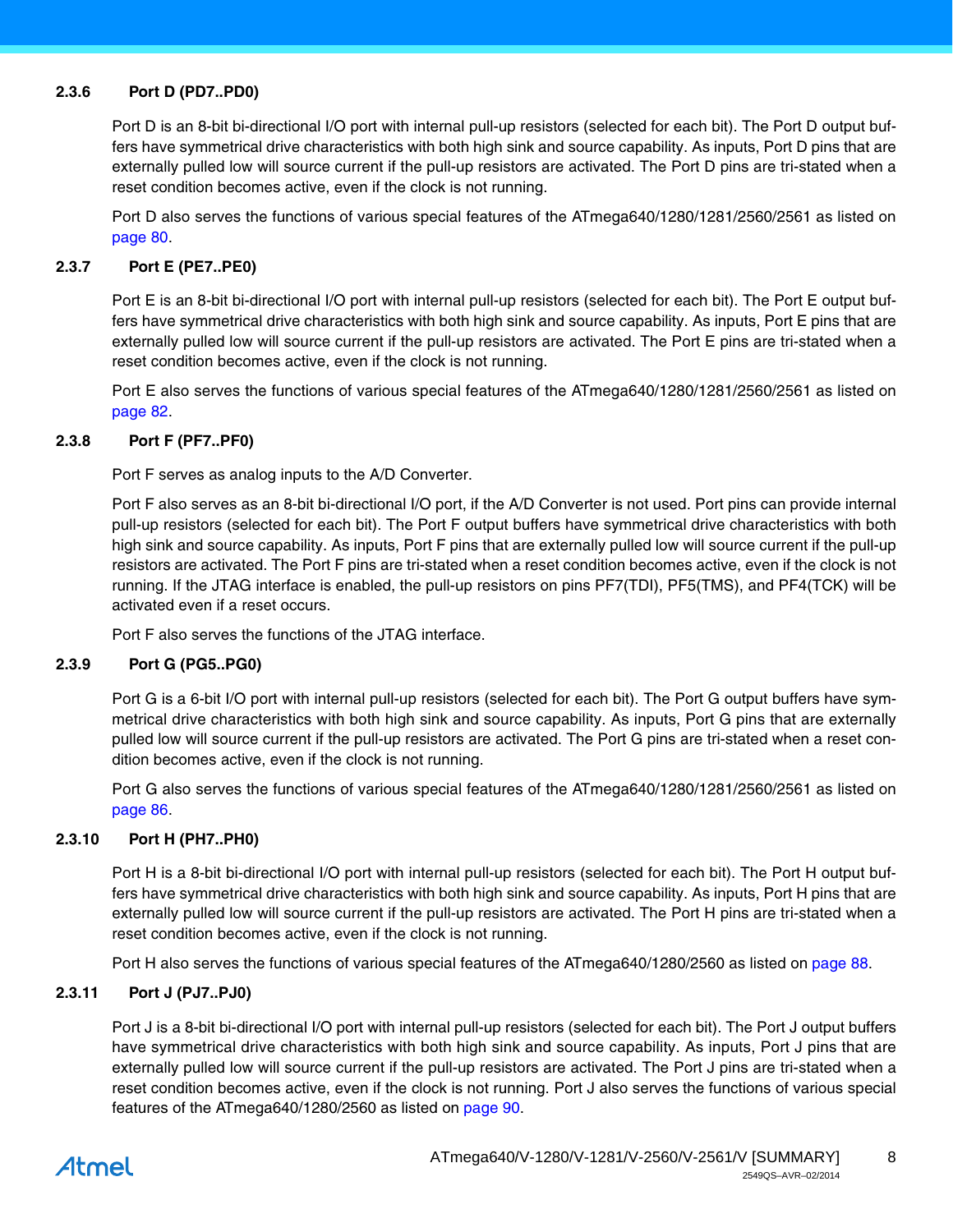### 2.3.6 Port D (PD7..PD0)

Port D is an 8-bit bi-directional I/O port with internal pull-up resistors (selected for each bit). The Port D output buffers have symmetrical drive characteristics with both high sink and source capability. As inputs, Port D pins that are externally pulled low will source current if the pull-up resistors are activated. The Port D pins are tri-stated when a reset condition becomes active, even if the clock is not running.

Port D also serves the functions of various special features of the ATmega640/1280/1281/2560/2561 as listed on page 80.

### 2.3.7 Port E (PE7..PE0)

Port E is an 8-bit bi-directional I/O port with internal pull-up resistors (selected for each bit). The Port E output buffers have symmetrical drive characteristics with both high sink and source capability. As inputs, Port E pins that are externally pulled low will source current if the pull-up resistors are activated. The Port E pins are tri-stated when a reset condition becomes active, even if the clock is not running.

Port E also serves the functions of various special features of the ATmega640/1280/1281/2560/2561 as listed on page 82.

### 2.3.8 Port F (PF7..PF0)

Port F serves as analog inputs to the A/D Converter.

Port F also serves as an 8-bit bi-directional I/O port, if the A/D Converter is not used. Port pins can provide internal pull-up resistors (selected for each bit). The Port F output buffers have symmetrical drive characteristics with both high sink and source capability. As inputs, Port F pins that are externally pulled low will source current if the pull-up resistors are activated. The Port F pins are tri-stated when a reset condition becomes active, even if the clock is not running. If the JTAG interface is enabled, the pull-up resistors on pins PF7(TDI), PF5(TMS), and PF4(TCK) will be activated even if a reset occurs.

Port F also serves the functions of the JTAG interface.

### 2.3.9 Port G (PG5..PG0)

Port G is a 6-bit I/O port with internal pull-up resistors (selected for each bit). The Port G output buffers have symmetrical drive characteristics with both high sink and source capability. As inputs, Port G pins that are externally pulled low will source current if the pull-up resistors are activated. The Port G pins are tri-stated when a reset condition becomes active, even if the clock is not running.

Port G also serves the functions of various special features of the ATmega640/1280/1281/2560/2561 as listed on page 86.

### 2.3.10 Port H (PH7..PH0)

Port H is a 8-bit bi-directional I/O port with internal pull-up resistors (selected for each bit). The Port H output buffers have symmetrical drive characteristics with both high sink and source capability. As inputs, Port H pins that are externally pulled low will source current if the pull-up resistors are activated. The Port H pins are tri-stated when a reset condition becomes active, even if the clock is not running.

Port H also serves the functions of various special features of the ATmega640/1280/2560 as listed on page 88.

### 2.3.11 Port J (PJ7..PJ0)

Port J is a 8-bit bi-directional I/O port with internal pull-up resistors (selected for each bit). The Port J output buffers have symmetrical drive characteristics with both high sink and source capability. As inputs, Port J pins that are externally pulled low will source current if the pull-up resistors are activated. The Port J pins are tri-stated when a reset condition becomes active, even if the clock is not running. Port J also serves the functions of various special features of the ATmega640/1280/2560 as listed on page 90.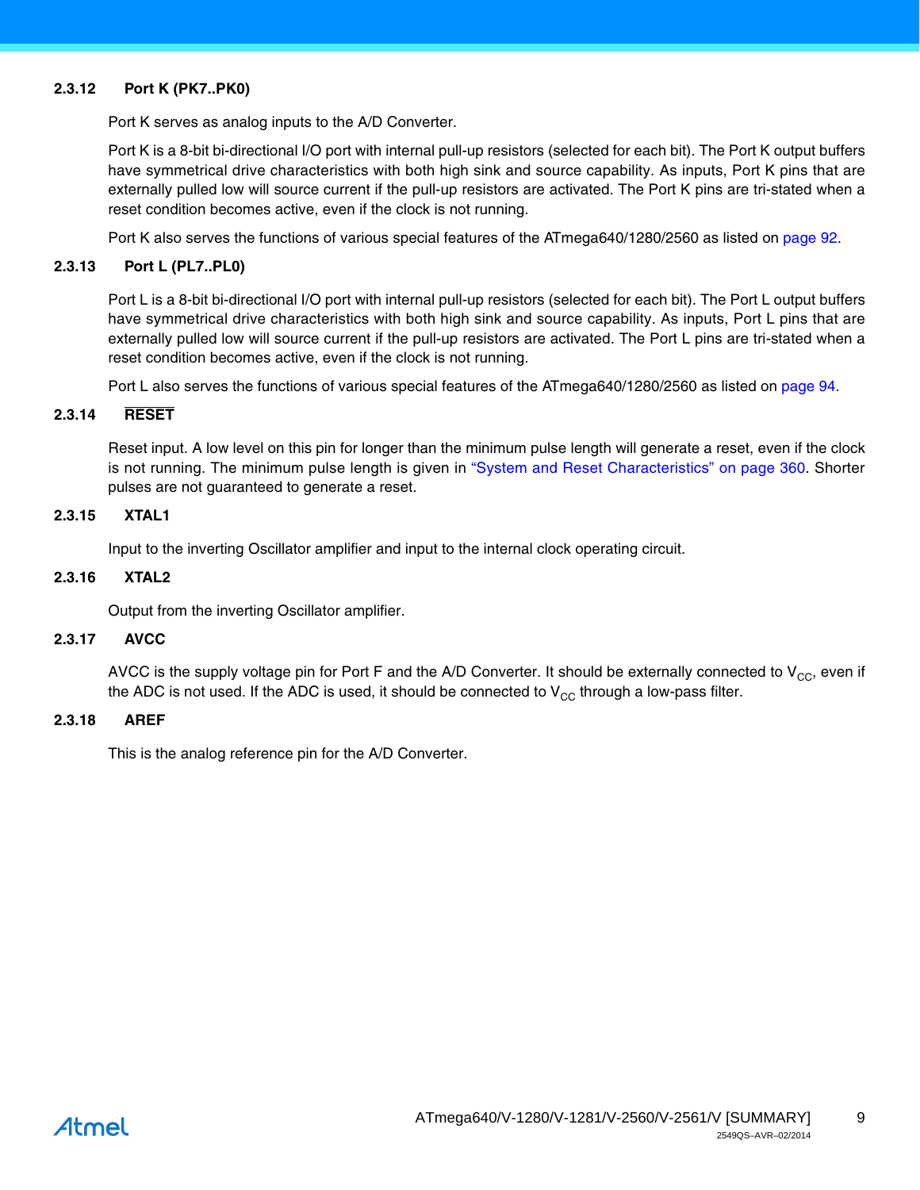### 2.3.12 Port K (PK7..PK0)

Port K serves as analog inputs to the A/D Converter.

Port K is a 8-bit bi-directional I/O port with internal pull-up resistors (selected for each bit). The Port K output buffers have symmetrical drive characteristics with both high sink and source capability. As inputs, Port K pins that are externally pulled low will source current if the pull-up resistors are activated. The Port K pins are tri-stated when a reset condition becomes active, even if the clock is not running.

Port K also serves the functions of various special features of the ATmega640/1280/2560 as listed on page 92.

### 2.3.13 Port L (PL7..PL0)

Port L is a 8-bit bi-directional I/O port with internal pull-up resistors (selected for each bit). The Port L output buffers have symmetrical drive characteristics with both high sink and source capability. As inputs, Port L pins that are externally pulled low will source current if the pull-up resistors are activated. The Port L pins are tri-stated when a reset condition becomes active, even if the clock is not running.

Port L also serves the functions of various special features of the ATmega640/1280/2560 as listed on page 94.

### 2.3.14 $\overline{\text{RESET}}$

Reset input. A low level on this pin for longer than the minimum pulse length will generate a reset, even if the clock is not running. The minimum pulse length is given in "System and Reset Characteristics" on page 360. Shorter pulses are not guaranteed to generate a reset.

### 2.3.15 XTAL1

Input to the inverting Oscillator amplifier and input to the internal clock operating circuit.

### 2.3.16 XTAL2

Output from the inverting Oscillator amplifier.

### 2.3.17 AVCC

AVCC is the supply voltage pin for Port F and the A/D Converter. It should be externally connected to $V_{CC}$, even if the ADC is not used. If the ADC is used, it should be connected to $V_{CC}$ through a low-pass filter.

### 2.3.18 AREF

This is the analog reference pin for the A/D Converter.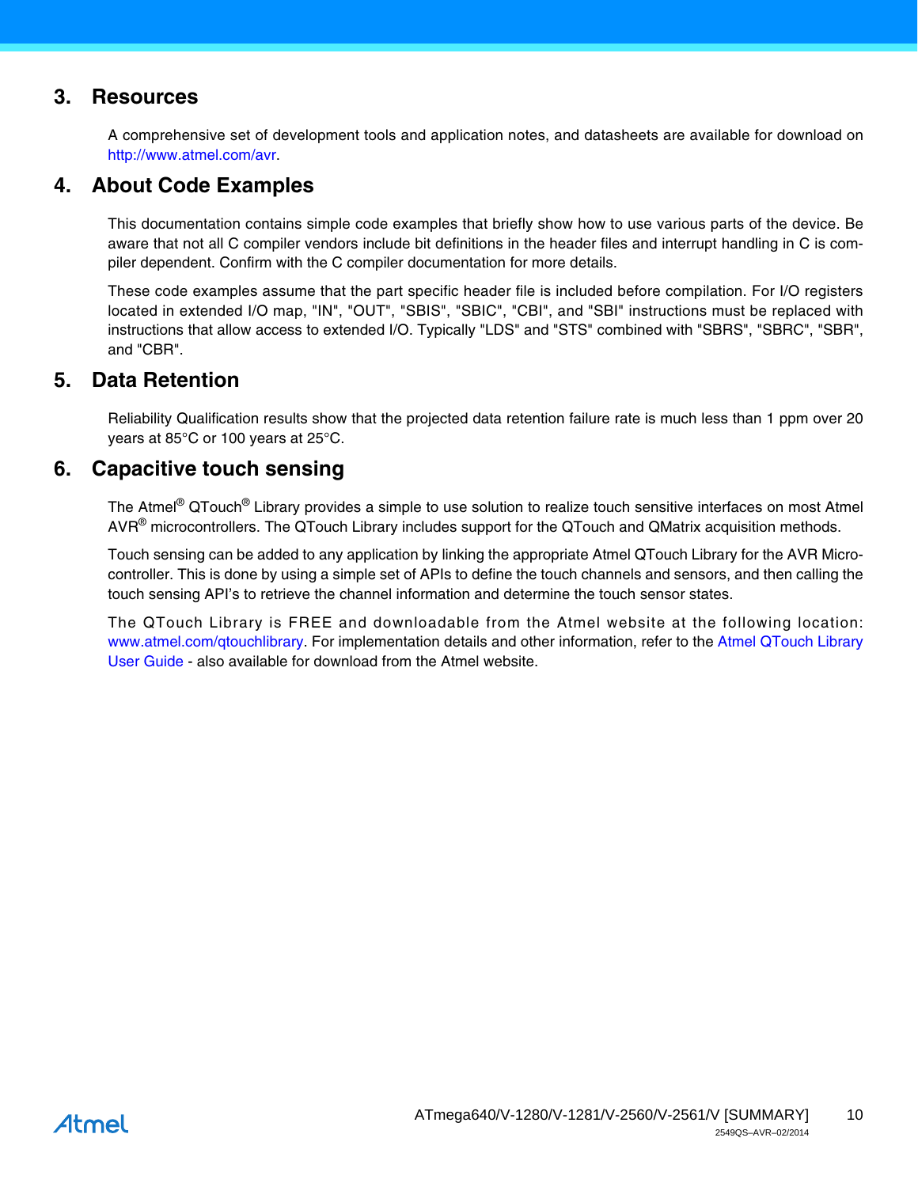## 3. Resources

A comprehensive set of development tools and application notes, and datasheets are available for download on http://www.atmel.com/avr.

## 4. About Code Examples

This documentation contains simple code examples that briefly show how to use various parts of the device. Be aware that not all C compiler vendors include bit definitions in the header files and interrupt handling in C is compiler dependent. Confirm with the C compiler documentation for more details.

These code examples assume that the part specific header file is included before compilation. For I/O registers located in extended I/O map, "IN", "OUT", "SBIS", "SBIC", "CBI", and "SBI" instructions must be replaced with instructions that allow access to extended I/O. Typically "LDS" and "STS" combined with "SBRS", "SBRC", "SBR", and "CBR".

## 5. Data Retention

Reliability Qualification results show that the projected data retention failure rate is much less than 1 ppm over 20 years at 85°C or 100 years at 25°C.

## 6. Capacitive touch sensing

The Atmel® QTouch® Library provides a simple to use solution to realize touch sensitive interfaces on most Atmel AVR® microcontrollers. The QTouch Library includes support for the QTouch and QMatrix acquisition methods.

Touch sensing can be added to any application by linking the appropriate Atmel QTouch Library for the AVR Microcontroller. This is done by using a simple set of APIs to define the touch channels and sensors, and then calling the touch sensing API's to retrieve the channel information and determine the touch sensor states.

The QTouch Library is FREE and downloadable from the Atmel website at the following location: www.atmel.com/qtouchlibrary. For implementation details and other information, refer to the Atmel QTouch Library User Guide - also available for download from the Atmel website.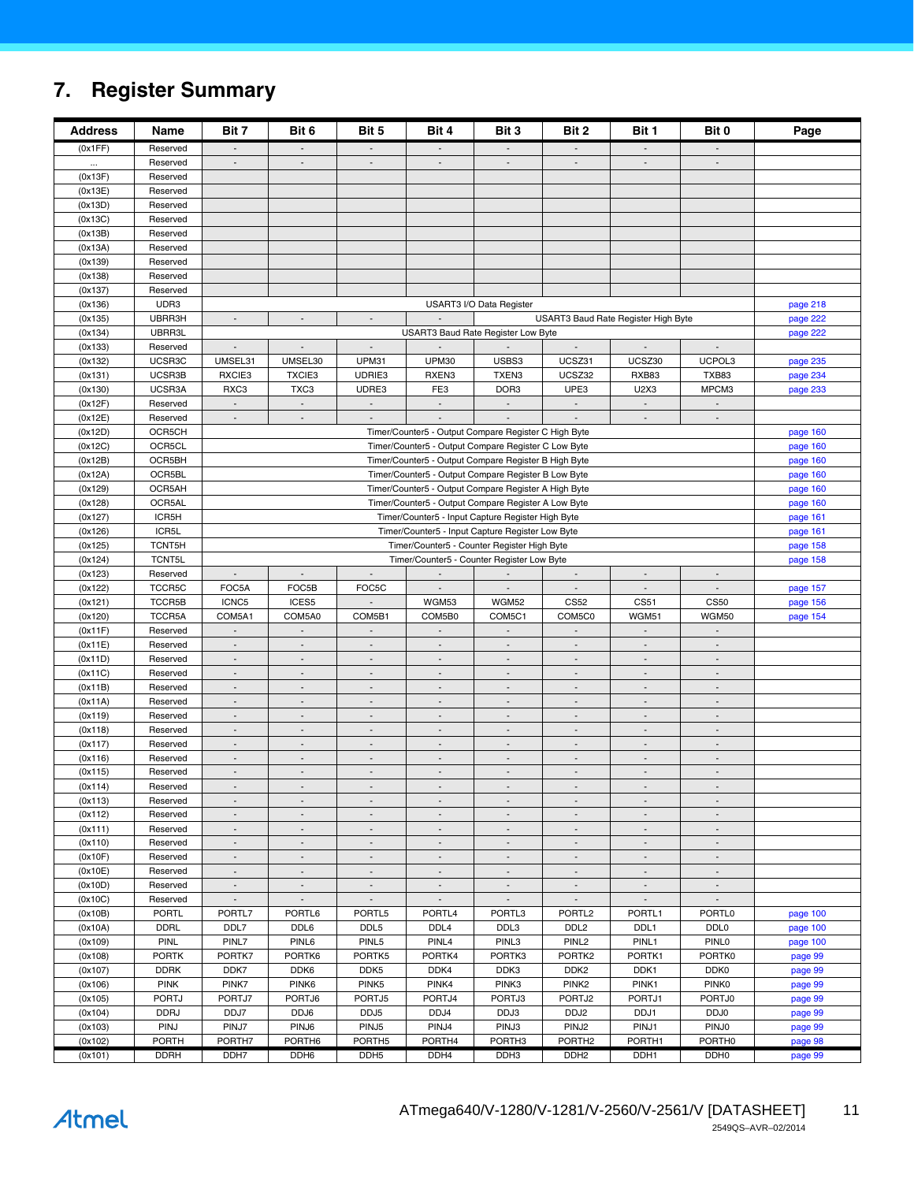# 7. Register Summary

| Address | Name | Bit 7 | Bit 6 | Bit 5 | Bit 4 | Bit 3 | Bit 2 | Bit 1 | Bit 0 | Page |
|---|---|---|---|---|---|---|---|---|---|---|
| (0x1FF) | Reserved | - | - | - | - | - | - | - | - | |
| ... | Reserved | - | - | - | - | - | - | - | - | |
| (0x13F) | Reserved | | | | | | | | | |
| (0x13E) | Reserved | | | | | | | | | |
| (0x13D) | Reserved | | | | | | | | | |
| (0x13C) | Reserved | | | | | | | | | |
| (0x13B) | Reserved | | | | | | | | | |
| (0x13A) | Reserved | | | | | | | | | |
| (0x139) | Reserved | | | | | | | | | |
| (0x138) | Reserved | | | | | | | | | |
| (0x137) | Reserved | | | | | | | | | |
| (0x136) | UDR3 | USART3 I/O Data Register | | | | | | | | page 218 |
| (0x135) | UBRR3H | - | - | - | - | USART3 Baud Rate Register High Byte | | | | page 222 |
| (0x134) | UBRR3L | USART3 Baud Rate Register Low Byte | | | | | | | | page 222 |
| (0x133) | Reserved | - | - | - | - | - | - | - | - | |
| (0x132) | UCSR3C | UMSEL31 | UMSEL30 | UPM31 | UPM30 | USBS3 | UCSZ31 | UCSZ30 | UCPOL3 | page 235 |
| (0x131) | UCSR3B | RXCIE3 | TXCIE3 | UDRIE3 | RXEN3 | TXEN3 | UCSZ32 | RXB83 | TXB83 | page 234 |
| (0x130) | UCSR3A | RXC3 | TXC3 | UDRE3 | FE3 | DOR3 | UPE3 | U2X3 | MPCM3 | page 233 |
| (0x12F) | Reserved | - | - | - | - | - | - | - | - | |
| (0x12E) | Reserved | - | - | - | - | - | - | - | - | |
| (0x12D) | OCR5CH | Timer/Counter5 - Output Compare Register C High Byte | | | | | | | | page 160 |
| (0x12C) | OCR5CL | Timer/Counter5 - Output Compare Register C Low Byte | | | | | | | | page 160 |
| (0x12B) | OCR5BH | Timer/Counter5 - Output Compare Register B High Byte | | | | | | | | page 160 |
| (0x12A) | OCR5BL | Timer/Counter5 - Output Compare Register B Low Byte | | | | | | | | page 160 |
| (0x129) | OCR5AH | Timer/Counter5 - Output Compare Register A High Byte | | | | | | | | page 160 |
| (0x128) | OCR5AL | Timer/Counter5 - Output Compare Register A Low Byte | | | | | | | | page 160 |
| (0x127) | ICR5H | Timer/Counter5 - Input Capture Register High Byte | | | | | | | | page 161 |
| (0x126) | ICR5L | Timer/Counter5 - Input Capture Register Low Byte | | | | | | | | page 161 |
| (0x125) | TCNT5H | Timer/Counter5 - Counter Register High Byte | | | | | | | | page 158 |
| (0x124) | TCNT5L | Timer/Counter5 - Counter Register Low Byte | | | | | | | | page 158 |
| (0x123) | Reserved | - | - | - | - | - | - | - | - | |
| (0x122) | TCCR5C | FOC5A | FOC5B | FOC5C | - | - | - | - | - | page 157 |
| (0x121) | TCCR5B | ICNC5 | ICES5 | - | WGM53 | WGM52 | CS52 | CS51 | CS50 | page 156 |
| (0x120) | TCCR5A | COM5A1 | COM5A0 | COM5B1 | COM5B0 | COM5C1 | COM5C0 | WGM51 | WGM50 | page 154 |
| (0x11F) | Reserved | - | - | - | - | - | - | - | - | |
| (0x11E) | Reserved | - | - | - | - | - | - | - | - | |
| (0x11D) | Reserved | - | - | - | - | - | - | - | - | |
| (0x11C) | Reserved | - | - | - | - | - | - | - | - | |
| (0x11B) | Reserved | - | - | - | - | - | - | - | - | |
| (0x11A) | Reserved | - | - | - | - | - | - | - | - | |
| (0x119) | Reserved | - | - | - | - | - | - | - | - | |
| (0x118) | Reserved | - | - | - | - | - | - | - | - | |
| (0x117) | Reserved | - | - | - | - | - | - | - | - | |
| (0x116) | Reserved | - | - | - | - | - | - | - | - | |
| (0x115) | Reserved | - | - | - | - | - | - | - | - | |
| (0x114) | Reserved | - | - | - | - | - | - | - | - | |
| (0x113) | Reserved | - | - | - | - | - | - | - | - | |
| (0x112) | Reserved | - | - | - | - | - | - | - | - | |
| (0x111) | Reserved | - | - | - | - | - | - | - | - | |
| (0x110) | Reserved | - | - | - | - | - | - | - | - | |
| (0x10F) | Reserved | - | - | - | - | - | - | - | - | |
| (0x10E) | Reserved | - | - | - | - | - | - | - | - | |
| (0x10D) | Reserved | - | - | - | - | - | - | - | - | |
| (0x10C) | Reserved | - | - | - | - | - | - | - | - | |
| (0x10B) | PORTL | PORTL7 | PORTL6 | PORTL5 | PORTL4 | PORTL3 | PORTL2 | PORTL1 | PORTL0 | page 100 |
| (0x10A) | DDRL | DDL7 | DDL6 | DDL5 | DDL4 | DDL3 | DDL2 | DDL1 | DDL0 | page 100 |
| (0x109) | PINL | PINL7 | PINL6 | PINL5 | PINL4 | PINL3 | PINL2 | PINL1 | PINL0 | page 100 |
| (0x108) | PORTK | PORTK7 | PORTK6 | PORTK5 | PORTK4 | PORTK3 | PORTK2 | PORTK1 | PORTK0 | page 99 |
| (0x107) | DDRK | DDK7 | DDK6 | DDK5 | DDK4 | DDK3 | DDK2 | DDK1 | DDK0 | page 99 |
| (0x106) | PINK | PINK7 | PINK6 | PINK5 | PINK4 | PINK3 | PINK2 | PINK1 | PINK0 | page 99 |
| (0x105) | PORTJ | PORTJ7 | PORTJ6 | PORTJ5 | PORTJ4 | PORTJ3 | PORTJ2 | PORTJ1 | PORTJ0 | page 99 |
| (0x104) | DDRJ | DDJ7 | DDJ6 | DDJ5 | DDJ4 | DDJ3 | DDJ2 | DDJ1 | DDJ0 | page 99 |
| (0x103) | PINJ | PINJ7 | PINJ6 | PINJ5 | PINJ4 | PINJ3 | PINJ2 | PINJ1 | PINJ0 | page 99 |
| (0x102) | PORTH | PORTH7 | PORTH6 | PORTH5 | PORTH4 | PORTH3 | PORTH2 | PORTH1 | PORTH0 | page 98 |
| (0x101) | DDRH | DDH7 | DDH6 | DDH5 | DDH4 | DDH3 | DDH2 | DDH1 | DDH0 | page 99 |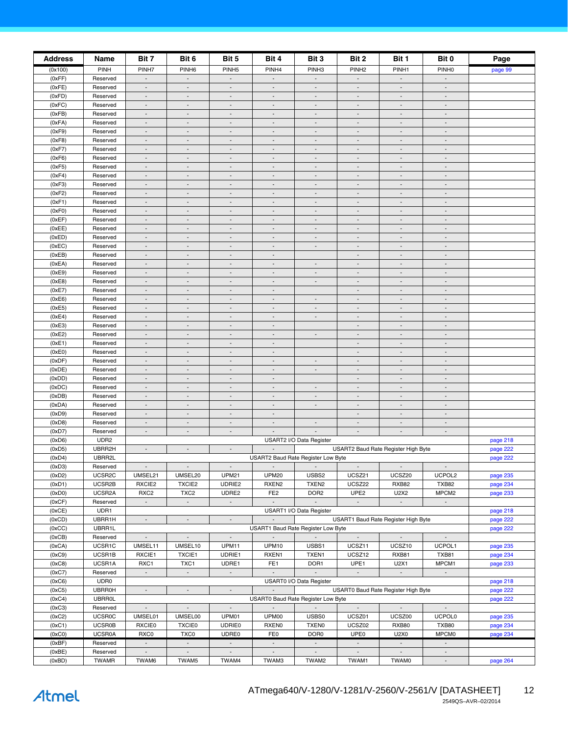| Address | Name | Bit 7 | Bit 6 | Bit 5 | Bit 4 | Bit 3 | Bit 2 | Bit 1 | Bit 0 | Page |
|---|---|---|---|---|---|---|---|---|---|---|
| (0x100) | PINH | PINH7 | PINH6 | PINH5 | PINH4 | PINH3 | PINH2 | PINH1 | PINH0 | page 99 |
| (0xFF) | Reserved | - | - | - | - | - | - | - | - | |
| (0xFE) | Reserved | - | - | - | - | - | - | - | - | |
| (0xFD) | Reserved | - | - | - | - | - | - | - | - | |
| (0xFC) | Reserved | - | - | - | - | - | - | - | - | |
| (0xFB) | Reserved | - | - | - | - | - | - | - | - | |
| (0xFA) | Reserved | - | - | - | - | - | - | - | - | |
| (0xF9) | Reserved | - | - | - | - | - | - | - | - | |
| (0xF8) | Reserved | - | - | - | - | - | - | - | - | |
| (0xF7) | Reserved | - | - | - | - | - | - | - | - | |
| (0xF6) | Reserved | - | - | - | - | - | - | - | - | |
| (0xF5) | Reserved | - | - | - | - | - | - | - | - | |
| (0xF4) | Reserved | - | - | - | - | - | - | - | - | |
| (0xF3) | Reserved | - | - | - | - | - | - | - | - | |
| (0xF2) | Reserved | - | - | - | - | - | - | - | - | |
| (0xF1) | Reserved | - | - | - | - | - | - | - | - | |
| (0xF0) | Reserved | - | - | - | - | - | - | - | - | |
| (0xEF) | Reserved | - | - | - | - | - | - | - | - | |
| (0xEE) | Reserved | - | - | - | - | - | - | - | - | |
| (0xED) | Reserved | - | - | - | - | - | - | - | - | |
| (0xEC) | Reserved | - | - | - | - | - | - | - | - | |
| (0xEB) | Reserved | - | - | - | - | | - | - | - | |
| (0xEA) | Reserved | - | - | - | - | - | - | - | - | |
| (0xE9) | Reserved | - | - | - | - | - | - | - | - | |
| (0xE8) | Reserved | - | - | - | - | - | - | - | - | |
| (0xE7) | Reserved | - | - | - | - | | - | - | - | |
| (0xE6) | Reserved | - | - | - | - | - | - | - | - | |
| (0xE5) | Reserved | - | - | - | - | - | - | - | - | |
| (0xE4) | Reserved | - | - | - | - | - | - | - | - | |
| (0xE3) | Reserved | - | - | - | - | | - | - | - | |
| (0xE2) | Reserved | - | - | - | - | - | - | - | - | |
| (0xE1) | Reserved | - | - | - | - | | - | - | - | |
| (0xE0) | Reserved | - | - | - | - | | - | - | - | |
| (0xDF) | Reserved | - | - | - | - | - | - | - | - | |
| (0xDE) | Reserved | - | - | - | - | - | - | - | - | |
| (0xDD) | Reserved | - | - | - | - | | - | - | - | |
| (0xDC) | Reserved | - | - | - | - | - | - | - | - | |
| (0xDB) | Reserved | - | - | - | - | - | - | - | - | |
| (0xDA) | Reserved | - | - | - | - | - | - | - | - | |
| (0xD9) | Reserved | - | - | - | - | | - | - | - | |
| (0xD8) | Reserved | - | - | - | - | - | - | - | - | |
| (0xD7) | Reserved | - | - | - | - | - | - | - | - | |
| (0xD6) | UDR2 | USART2 I/O Data Register | | | | | | | | page 218 |
| (0xD5) | UBRR2H | - | - | - | - | USART2 Baud Rate Register High Byte | | | | page 222 |
| (0xD4) | UBRR2L | USART2 Baud Rate Register Low Byte | | | | | | | | page 222 |
| (0xD3) | Reserved | - | - | - | - | - | - | - | - | |
| (0xD2) | UCSR2C | UMSEL21 | UMSEL20 | UPM21 | UPM20 | USBS2 | UCSZ21 | UCSZ20 | UCPOL2 | page 235 |
| (0xD1) | UCSR2B | RXCIE2 | TXCIE2 | UDRIE2 | RXEN2 | TXEN2 | UCSZ22 | RXB82 | TXB82 | page 234 |
| (0xD0) | UCSR2A | RXC2 | TXC2 | UDRE2 | FE2 | DOR2 | UPE2 | U2X2 | MPCM2 | page 233 |
| (0xCF) | Reserved | - | - | - | - | - | - | - | - | |
| (0xCE) | UDR1 | USART1 I/O Data Register | | | | | | | | page 218 |
| (0xCD) | UBRR1H | - | - | - | - | USART1 Baud Rate Register High Byte | | | | page 222 |
| (0xCC) | UBRR1L | USART1 Baud Rate Register Low Byte | | | | | | | | page 222 |
| (0xCB) | Reserved | - | - | - | - | - | - | - | - | |
| (0xCA) | UCSR1C | UMSEL11 | UMSEL10 | UPM11 | UPM10 | USBS1 | UCSZ11 | UCSZ10 | UCPOL1 | page 235 |
| (0xC9) | UCSR1B | RXCIE1 | TXCIE1 | UDRIE1 | RXEN1 | TXEN1 | UCSZ12 | RXB81 | TXB81 | page 234 |
| (0xC8) | UCSR1A | RXC1 | TXC1 | UDRE1 | FE1 | DOR1 | UPE1 | U2X1 | MPCM1 | page 233 |
| (0xC7) | Reserved | - | - | - | - | - | - | - | - | |
| (0xC6) | UDR0 | USART0 I/O Data Register | | | | | | | | page 218 |
| (0xC5) | UBRR0H | - | - | - | - | USART0 Baud Rate Register High Byte | | | | page 222 |
| (0xC4) | UBRR0L | USART0 Baud Rate Register Low Byte | | | | | | | | page 222 |
| (0xC3) | Reserved | - | - | - | - | - | - | - | - | |
| (0xC2) | UCSR0C | UMSEL01 | UMSEL00 | UPM01 | UPM00 | USBS0 | UCSZ01 | UCSZ00 | UCPOL0 | page 235 |
| (0xC1) | UCSR0B | RXCIE0 | TXCIE0 | UDRIE0 | RXEN0 | TXEN0 | UCSZ02 | RXB80 | TXB80 | page 234 |
| (0xC0) | UCSR0A | RXC0 | TXC0 | UDRE0 | FE0 | DOR0 | UPE0 | U2X0 | MPCM0 | page 234 |
| (0xBF) | Reserved | - | - | - | - | - | - | - | - | |
| (0xBE) | Reserved | - | - | - | - | - | - | - | - | |
| (0xBD) | TWAMR | TWAM6 | TWAM5 | TWAM4 | TWAM3 | TWAM2 | TWAM1 | TWAM0 | - | page 264 |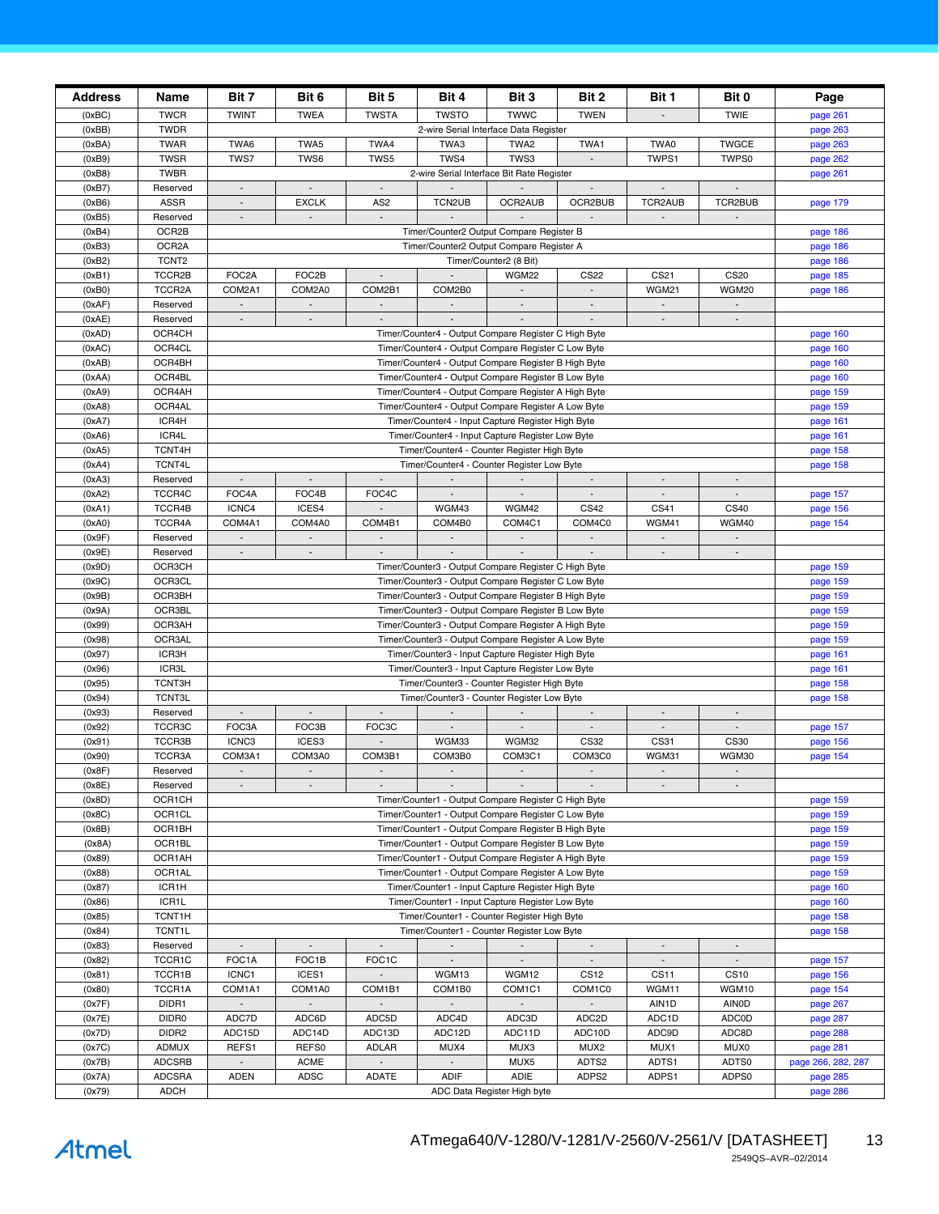| Address | Name | Bit 7 | Bit 6 | Bit 5 | Bit 4 | Bit 3 | Bit 2 | Bit 1 | Bit 0 | Page |
|---|---|---|---|---|---|---|---|---|---|---|
| (0xBC) | TWCR | TWINT | TWEA | TWSTA | TWSTO | TWWC | TWEN | - | TWIE | page 261 |
| (0xBB) | TWDR | 2-wire Serial Interface Data Register | | | | | | | | page 263 |
| (0xBA) | TWAR | TWA6 | TWA5 | TWA4 | TWA3 | TWA2 | TWA1 | TWA0 | TWGCE | page 263 |
| (0xB9) | TWSR | TWS7 | TWS6 | TWS5 | TWS4 | TWS3 | - | TWPS1 | TWPS0 | page 262 |
| (0xB8) | TWBR | 2-wire Serial Interface Bit Rate Register | | | | | | | | page 261 |
| (0xB7) | Reserved | - | - | - | - | - | - | - | - | |
| (0xB6) | ASSR | - | EXCLK | AS2 | TCN2UB | OCR2AUB | OCR2BUB | TCR2AUB | TCR2BUB | page 179 |
| (0xB5) | Reserved | - | - | - | - | - | - | - | - | |
| (0xB4) | OCR2B | Timer/Counter2 Output Compare Register B | | | | | | | | page 186 |
| (0xB3) | OCR2A | Timer/Counter2 Output Compare Register A | | | | | | | | page 186 |
| (0xB2) | TCNT2 | Timer/Counter2 (8 Bit) | | | | | | | | page 186 |
| (0xB1) | TCCR2B | FOC2A | FOC2B | - | - | WGM22 | CS22 | CS21 | CS20 | page 185 |
| (0xB0) | TCCR2A | COM2A1 | COM2A0 | COM2B1 | COM2B0 | - | - | WGM21 | WGM20 | page 186 |
| (0xAF) | Reserved | - | - | - | - | - | - | - | - | |
| (0xAE) | Reserved | - | - | - | - | - | - | - | - | |
| (0xAD) | OCR4CH | Timer/Counter4 - Output Compare Register C High Byte | | | | | | | | page 160 |
| (0xAC) | OCR4CL | Timer/Counter4 - Output Compare Register C Low Byte | | | | | | | | page 160 |
| (0xAB) | OCR4BH | Timer/Counter4 - Output Compare Register B High Byte | | | | | | | | page 160 |
| (0xAA) | OCR4BL | Timer/Counter4 - Output Compare Register B Low Byte | | | | | | | | page 160 |
| (0xA9) | OCR4AH | Timer/Counter4 - Output Compare Register A High Byte | | | | | | | | page 159 |
| (0xA8) | OCR4AL | Timer/Counter4 - Output Compare Register A Low Byte | | | | | | | | page 159 |
| (0xA7) | ICR4H | Timer/Counter4 - Input Capture Register High Byte | | | | | | | | page 161 |
| (0xA6) | ICR4L | Timer/Counter4 - Input Capture Register Low Byte | | | | | | | | page 161 |
| (0xA5) | TCNT4H | Timer/Counter4 - Counter Register High Byte | | | | | | | | page 158 |
| (0xA4) | TCNT4L | Timer/Counter4 - Counter Register Low Byte | | | | | | | | page 158 |
| (0xA3) | Reserved | - | - | - | - | - | - | - | - | |
| (0xA2) | TCCR4C | FOC4A | FOC4B | FOC4C | - | - | - | - | - | page 157 |
| (0xA1) | TCCR4B | ICNC4 | ICES4 | - | WGM43 | WGM42 | CS42 | CS41 | CS40 | page 156 |
| (0xA0) | TCCR4A | COM4A1 | COM4A0 | COM4B1 | COM4B0 | COM4C1 | COM4C0 | WGM41 | WGM40 | page 154 |
| (0x9F) | Reserved | - | - | - | - | - | - | - | - | |
| (0x9E) | Reserved | - | - | - | - | - | - | - | - | |
| (0x9D) | OCR3CH | Timer/Counter3 - Output Compare Register C High Byte | | | | | | | | page 159 |
| (0x9C) | OCR3CL | Timer/Counter3 - Output Compare Register C Low Byte | | | | | | | | page 159 |
| (0x9B) | OCR3BH | Timer/Counter3 - Output Compare Register B High Byte | | | | | | | | page 159 |
| (0x9A) | OCR3BL | Timer/Counter3 - Output Compare Register B Low Byte | | | | | | | | page 159 |
| (0x99) | OCR3AH | Timer/Counter3 - Output Compare Register A High Byte | | | | | | | | page 159 |
| (0x98) | OCR3AL | Timer/Counter3 - Output Compare Register A Low Byte | | | | | | | | page 159 |
| (0x97) | ICR3H | Timer/Counter3 - Input Capture Register High Byte | | | | | | | | page 161 |
| (0x96) | ICR3L | Timer/Counter3 - Input Capture Register Low Byte | | | | | | | | page 161 |
| (0x95) | TCNT3H | Timer/Counter3 - Counter Register High Byte | | | | | | | | page 158 |
| (0x94) | TCNT3L | Timer/Counter3 - Counter Register Low Byte | | | | | | | | page 158 |
| (0x93) | Reserved | - | - | - | - | - | - | - | - | |
| (0x92) | TCCR3C | FOC3A | FOC3B | FOC3C | - | - | - | - | - | page 157 |
| (0x91) | TCCR3B | ICNC3 | ICES3 | - | WGM33 | WGM32 | CS32 | CS31 | CS30 | page 156 |
| (0x90) | TCCR3A | COM3A1 | COM3A0 | COM3B1 | COM3B0 | COM3C1 | COM3C0 | WGM31 | WGM30 | page 154 |
| (0x8F) | Reserved | - | - | - | - | - | - | - | - | |
| (0x8E) | Reserved | - | - | - | - | - | - | - | - | |
| (0x8D) | OCR1CH | Timer/Counter1 - Output Compare Register C High Byte | | | | | | | | page 159 |
| (0x8C) | OCR1CL | Timer/Counter1 - Output Compare Register C Low Byte | | | | | | | | page 159 |
| (0x8B) | OCR1BH | Timer/Counter1 - Output Compare Register B High Byte | | | | | | | | page 159 |
| (0x8A) | OCR1BL | Timer/Counter1 - Output Compare Register B Low Byte | | | | | | | | page 159 |
| (0x89) | OCR1AH | Timer/Counter1 - Output Compare Register A High Byte | | | | | | | | page 159 |
| (0x88) | OCR1AL | Timer/Counter1 - Output Compare Register A Low Byte | | | | | | | | page 159 |
| (0x87) | ICR1H | Timer/Counter1 - Input Capture Register High Byte | | | | | | | | page 160 |
| (0x86) | ICR1L | Timer/Counter1 - Input Capture Register Low Byte | | | | | | | | page 160 |
| (0x85) | TCNT1H | Timer/Counter1 - Counter Register High Byte | | | | | | | | page 158 |
| (0x84) | TCNT1L | Timer/Counter1 - Counter Register Low Byte | | | | | | | | page 158 |
| (0x83) | Reserved | - | - | - | - | - | - | - | - | |
| (0x82) | TCCR1C | FOC1A | FOC1B | FOC1C | - | - | - | - | - | page 157 |
| (0x81) | TCCR1B | ICNC1 | ICES1 | - | WGM13 | WGM12 | CS12 | CS11 | CS10 | page 156 |
| (0x80) | TCCR1A | COM1A1 | COM1A0 | COM1B1 | COM1B0 | COM1C1 | COM1C0 | WGM11 | WGM10 | page 154 |
| (0x7F) | DIDR1 | - | - | - | - | - | - | AIN1D | AIN0D | page 267 |
| (0x7E) | DIDR0 | ADC7D | ADC6D | ADC5D | ADC4D | ADC3D | ADC2D | ADC1D | ADC0D | page 287 |
| (0x7D) | DIDR2 | ADC15D | ADC14D | ADC13D | ADC12D | ADC11D | ADC10D | ADC9D | ADC8D | page 288 |
| (0x7C) | ADMUX | REFS1 | REFS0 | ADLAR | MUX4 | MUX3 | MUX2 | MUX1 | MUX0 | page 281 |
| (0x7B) | ADCSRB | - | ACME | - | - | MUX5 | ADTS2 | ADTS1 | ADTS0 | page 266, 282, 287 |
| (0x7A) | ADCSRA | ADEN | ADSC | ADATE | ADIF | ADIE | ADPS2 | ADPS1 | ADPS0 | page 285 |
| (0x79) | ADCH | ADC Data Register High byte | | | | | | | | page 286 |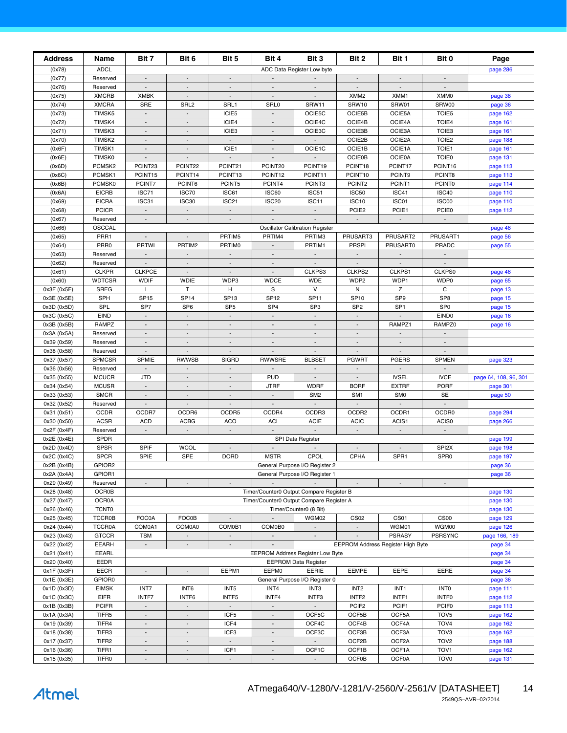| Address | Name | Bit 7 | Bit 6 | Bit 5 | Bit 4 | Bit 3 | Bit 2 | Bit 1 | Bit 0 | Page |
|---|---|---|---|---|---|---|---|---|---|---|
| (0x78) | ADCL | ADC Data Register Low byte | | | | | | | | page 286 |
| (0x77) | Reserved | - | - | - | - | - | - | - | - | |
| (0x76) | Reserved | - | - | - | - | - | - | - | - | |
| (0x75) | XMCRB | XMBK | - | - | - | - | XMM2 | XMM1 | XMM0 | page 38 |
| (0x74) | XMCRA | SRE | SRL2 | SRL1 | SRL0 | SRW11 | SRW10 | SRW01 | SRW00 | page 36 |
| (0x73) | TIMSK5 | - | - | ICIE5 | - | OCIE5C | OCIE5B | OCIE5A | TOIE5 | page 162 |
| (0x72) | TIMSK4 | - | - | ICIE4 | - | OCIE4C | OCIE4B | OCIE4A | TOIE4 | page 161 |
| (0x71) | TIMSK3 | - | - | ICIE3 | - | OCIE3C | OCIE3B | OCIE3A | TOIE3 | page 161 |
| (0x70) | TIMSK2 | - | - | - | - | - | OCIE2B | OCIE2A | TOIE2 | page 188 |
| (0x6F) | TIMSK1 | - | - | ICIE1 | - | OCIE1C | OCIE1B | OCIE1A | TOIE1 | page 161 |
| (0x6E) | TIMSK0 | - | - | - | - | - | OCIE0B | OCIE0A | TOIE0 | page 131 |
| (0x6D) | PCMSK2 | PCINT23 | PCINT22 | PCINT21 | PCINT20 | PCINT19 | PCINT18 | PCINT17 | PCINT16 | page 113 |
| (0x6C) | PCMSK1 | PCINT15 | PCINT14 | PCINT13 | PCINT12 | PCINT11 | PCINT10 | PCINT9 | PCINT8 | page 113 |
| (0x6B) | PCMSK0 | PCINT7 | PCINT6 | PCINT5 | PCINT4 | PCINT3 | PCINT2 | PCINT1 | PCINT0 | page 114 |
| (0x6A) | EICRB | ISC71 | ISC70 | ISC61 | ISC60 | ISC51 | ISC50 | ISC41 | ISC40 | page 110 |
| (0x69) | EICRA | ISC31 | ISC30 | ISC21 | ISC20 | ISC11 | ISC10 | ISC01 | ISC00 | page 110 |
| (0x68) | PCICR | - | - | - | - | - | PCIE2 | PCIE1 | PCIE0 | page 112 |
| (0x67) | Reserved | - | - | - | - | - | - | - | - | |
| (0x66) | OSCCAL | Oscillator Calibration Register | | | | | | | | page 48 |
| (0x65) | PRR1 | - | - | PRTIM5 | PRTIM4 | PRTIM3 | PRUSART3 | PRUSART2 | PRUSART1 | page 56 |
| (0x64) | PRR0 | PRTWI | PRTIM2 | PRTIM0 | - | PRTIM1 | PRSPI | PRUSART0 | PRADC | page 55 |
| (0x63) | Reserved | - | - | - | - | - | - | - | - | |
| (0x62) | Reserved | - | - | - | - | - | - | - | - | |
| (0x61) | CLKPR | CLKPCE | - | - | - | CLKPS3 | CLKPS2 | CLKPS1 | CLKPS0 | page 48 |
| (0x60) | WDTCSR | WDIF | WDIE | WDP3 | WDCE | WDE | WDP2 | WDP1 | WDP0 | page 65 |
| 0x3F (0x5F) | SREG | I | T | H | S | V | N | Z | C | page 13 |
| 0x3E (0x5E) | SPH | SP15 | SP14 | SP13 | SP12 | SP11 | SP10 | SP9 | SP8 | page 15 |
| 0x3D (0x5D) | SPL | SP7 | SP6 | SP5 | SP4 | SP3 | SP2 | SP1 | SP0 | page 15 |
| 0x3C (0x5C) | EIND | - | - | - | - | - | - | - | EIND0 | page 16 |
| 0x3B (0x5B) | RAMPZ | - | - | - | - | - | - | RAMPZ1 | RAMPZ0 | page 16 |
| 0x3A (0x5A) | Reserved | - | - | - | - | - | - | - | - | |
| 0x39 (0x59) | Reserved | - | - | - | - | - | - | - | - | |
| 0x38 (0x58) | Reserved | - | - | - | - | - | - | - | - | |
| 0x37 (0x57) | SPMCSR | SPMIE | RWWSB | SIGRD | RWWSRE | BLBSET | PGWRT | PGERS | SPMEN | page 323 |
| 0x36 (0x56) | Reserved | - | - | - | - | - | - | - | - | |
| 0x35 (0x55) | MCUCR | JTD | - | - | PUD | - | - | IVSEL | IVCE | page 64, 108, 96, 301 |
| 0x34 (0x54) | MCUSR | - | - | - | JTRF | WDRF | BORF | EXTRF | PORF | page 301 |
| 0x33 (0x53) | SMCR | - | - | - | - | SM2 | SM1 | SM0 | SE | page 50 |
| 0x32 (0x52) | Reserved | - | - | - | - | - | - | - | - | |
| 0x31 (0x51) | OCDR | OCDR7 | OCDR6 | OCDR5 | OCDR4 | OCDR3 | OCDR2 | OCDR1 | OCDR0 | page 294 |
| 0x30 (0x50) | ACSR | ACD | ACBG | ACO | ACI | ACIE | ACIC | ACIS1 | ACIS0 | page 266 |
| 0x2F (0x4F) | Reserved | - | - | - | - | - | - | - | - | |
| 0x2E (0x4E) | SPDR | SPI Data Register | | | | | | | | page 199 |
| 0x2D (0x4D) | SPSR | SPIF | WCOL | - | - | - | - | - | SPI2X | page 198 |
| 0x2C (0x4C) | SPCR | SPIE | SPE | DORD | MSTR | CPOL | CPHA | SPR1 | SPR0 | page 197 |
| 0x2B (0x4B) | GPIOR2 | General Purpose I/O Register 2 | | | | | | | | page 36 |
| 0x2A (0x4A) | GPIOR1 | General Purpose I/O Register 1 | | | | | | | | page 36 |
| 0x29 (0x49) | Reserved | - | - | - | - | - | - | - | - | |
| 0x28 (0x48) | OCR0B | Timer/Counter0 Output Compare Register B | | | | | | | | page 130 |
| 0x27 (0x47) | OCR0A | Timer/Counter0 Output Compare Register A | | | | | | | | page 130 |
| 0x26 (0x46) | TCNT0 | Timer/Counter0 (8 Bit) | | | | | | | | page 130 |
| 0x25 (0x45) | TCCR0B | FOC0A | FOC0B | - | - | WGM02 | CS02 | CS01 | CS00 | page 129 |
| 0x24 (0x44) | TCCR0A | COM0A1 | COM0A0 | COM0B1 | COM0B0 | - | - | WGM01 | WGM00 | page 126 |
| 0x23 (0x43) | GTCCR | TSM | - | - | - | - | - | PSRASY | PSRSYNC | page 166, 189 |
| 0x22 (0x42) | EEARH | - | - | - | - | EEPROM Address Register High Byte | | | | page 34 |
| 0x21 (0x41) | EEARL | EEPROM Address Register Low Byte | | | | | | | | page 34 |
| 0x20 (0x40) | EEDR | EEPROM Data Register | | | | | | | | page 34 |
| 0x1F (0x3F) | EECR | - | - | EEPM1 | EEPM0 | EERIE | EEMPE | EEPE | EERE | page 34 |
| 0x1E (0x3E) | GPIOR0 | General Purpose I/O Register 0 | | | | | | | | page 36 |
| 0x1D (0x3D) | EIMSK | INT7 | INT6 | INT5 | INT4 | INT3 | INT2 | INT1 | INT0 | page 111 |
| 0x1C (0x3C) | EIFR | INTF7 | INTF6 | INTF5 | INTF4 | INTF3 | INTF2 | INTF1 | INTF0 | page 112 |
| 0x1B (0x3B) | PCIFR | - | - | - | - | - | PCIF2 | PCIF1 | PCIF0 | page 113 |
| 0x1A (0x3A) | TIFR5 | - | - | ICF5 | - | OCF5C | OCF5B | OCF5A | TOV5 | page 162 |
| 0x19 (0x39) | TIFR4 | - | - | ICF4 | - | OCF4C | OCF4B | OCF4A | TOV4 | page 162 |
| 0x18 (0x38) | TIFR3 | - | - | ICF3 | - | OCF3C | OCF3B | OCF3A | TOV3 | page 162 |
| 0x17 (0x37) | TIFR2 | - | - | - | - | - | OCF2B | OCF2A | TOV2 | page 188 |
| 0x16 (0x36) | TIFR1 | - | - | ICF1 | - | OCF1C | OCF1B | OCF1A | TOV1 | page 162 |
| 0x15 (0x35) | TIFR0 | - | - | - | - | - | OCF0B | OCF0A | TOV0 | page 131 |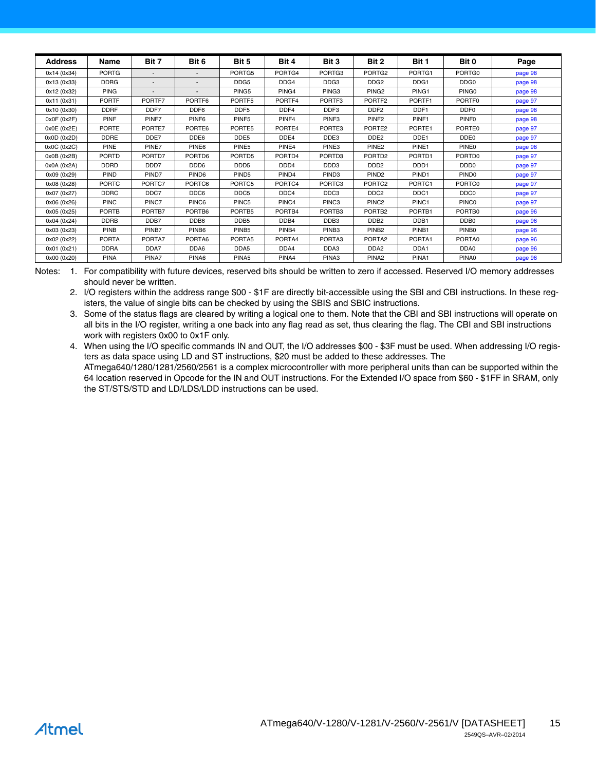| Address | Name | Bit 7 | Bit 6 | Bit 5 | Bit 4 | Bit 3 | Bit 2 | Bit 1 | Bit 0 | Page |
|---|---|---|---|---|---|---|---|---|---|---|
| 0x14 (0x34) | PORTG | - | - | PORTG5 | PORTG4 | PORTG3 | PORTG2 | PORTG1 | PORTG0 | page 98 |
| 0x13 (0x33) | DDRG | - | - | DDG5 | DDG4 | DDG3 | DDG2 | DDG1 | DDG0 | page 98 |
| 0x12 (0x32) | PING | - | - | PING5 | PING4 | PING3 | PING2 | PING1 | PING0 | page 98 |
| 0x11 (0x31) | PORTF | PORTF7 | PORTF6 | PORTF5 | PORTF4 | PORTF3 | PORTF2 | PORTF1 | PORTF0 | page 97 |
| 0x10 (0x30) | DDRF | DDF7 | DDF6 | DDF5 | DDF4 | DDF3 | DDF2 | DDF1 | DDF0 | page 98 |
| 0x0F (0x2F) | PINF | PINF7 | PINF6 | PINF5 | PINF4 | PINF3 | PINF2 | PINF1 | PINF0 | page 98 |
| 0x0E (0x2E) | PORTE | PORTE7 | PORTE6 | PORTE5 | PORTE4 | PORTE3 | PORTE2 | PORTE1 | PORTE0 | page 97 |
| 0x0D (0x2D) | DDRE | DDE7 | DDE6 | DDE5 | DDE4 | DDE3 | DDE2 | DDE1 | DDE0 | page 97 |
| 0x0C (0x2C) | PINE | PINE7 | PINE6 | PINE5 | PINE4 | PINE3 | PINE2 | PINE1 | PINE0 | page 98 |
| 0x0B (0x2B) | PORTD | PORTD7 | PORTD6 | PORTD5 | PORTD4 | PORTD3 | PORTD2 | PORTD1 | PORTD0 | page 97 |
| 0x0A (0x2A) | DDRD | DDD7 | DDD6 | DDD5 | DDD4 | DDD3 | DDD2 | DDD1 | DDD0 | page 97 |
| 0x09 (0x29) | PIND | PIND7 | PIND6 | PIND5 | PIND4 | PIND3 | PIND2 | PIND1 | PIND0 | page 97 |
| 0x08 (0x28) | PORTC | PORTC7 | PORTC6 | PORTC5 | PORTC4 | PORTC3 | PORTC2 | PORTC1 | PORTC0 | page 97 |
| 0x07 (0x27) | DDRC | DDC7 | DDC6 | DDC5 | DDC4 | DDC3 | DDC2 | DDC1 | DDC0 | page 97 |
| 0x06 (0x26) | PINC | PINC7 | PINC6 | PINC5 | PINC4 | PINC3 | PINC2 | PINC1 | PINC0 | page 97 |
| 0x05 (0x25) | PORTB | PORTB7 | PORTB6 | PORTB5 | PORTB4 | PORTB3 | PORTB2 | PORTB1 | PORTB0 | page 96 |
| 0x04 (0x24) | DDRB | DDB7 | DDB6 | DDB5 | DDB4 | DDB3 | DDB2 | DDB1 | DDB0 | page 96 |
| 0x03 (0x23) | PINB | PINB7 | PINB6 | PINB5 | PINB4 | PINB3 | PINB2 | PINB1 | PINB0 | page 96 |
| 0x02 (0x22) | PORTA | PORTA7 | PORTA6 | PORTA5 | PORTA4 | PORTA3 | PORTA2 | PORTA1 | PORTA0 | page 96 |
| 0x01 (0x21) | DDRA | DDA7 | DDA6 | DDA5 | DDA4 | DDA3 | DDA2 | DDA1 | DDA0 | page 96 |
| 0x00 (0x20) | PINA | PINA7 | PINA6 | PINA5 | PINA4 | PINA3 | PINA2 | PINA1 | PINA0 | page 96 |

Notes:
1. For compatibility with future devices, reserved bits should be written to zero if accessed. Reserved I/O memory addresses should never be written.
2. I/O registers within the address range $00 - $1F are directly bit-accessible using the SBI and CBI instructions. In these registers, the value of single bits can be checked by using the SBIS and SBIC instructions.
3. Some of the status flags are cleared by writing a logical one to them. Note that the CBI and SBI instructions will operate on all bits in the I/O register, writing a one back into any flag read as set, thus clearing the flag. The CBI and SBI instructions work with registers 0x00 to 0x1F only.
4. When using the I/O specific commands IN and OUT, the I/O addresses $00 - $3F must be used. When addressing I/O registers as data space using LD and ST instructions, $20 must be added to these addresses. The ATmega640/1280/1281/2560/2561 is a complex microcontroller with more peripheral units than can be supported within the 64 location reserved in Opcode for the IN and OUT instructions. For the Extended I/O space from $60 - $1FF in SRAM, only the ST/STS/STD and LD/LDS/LDD instructions can be used.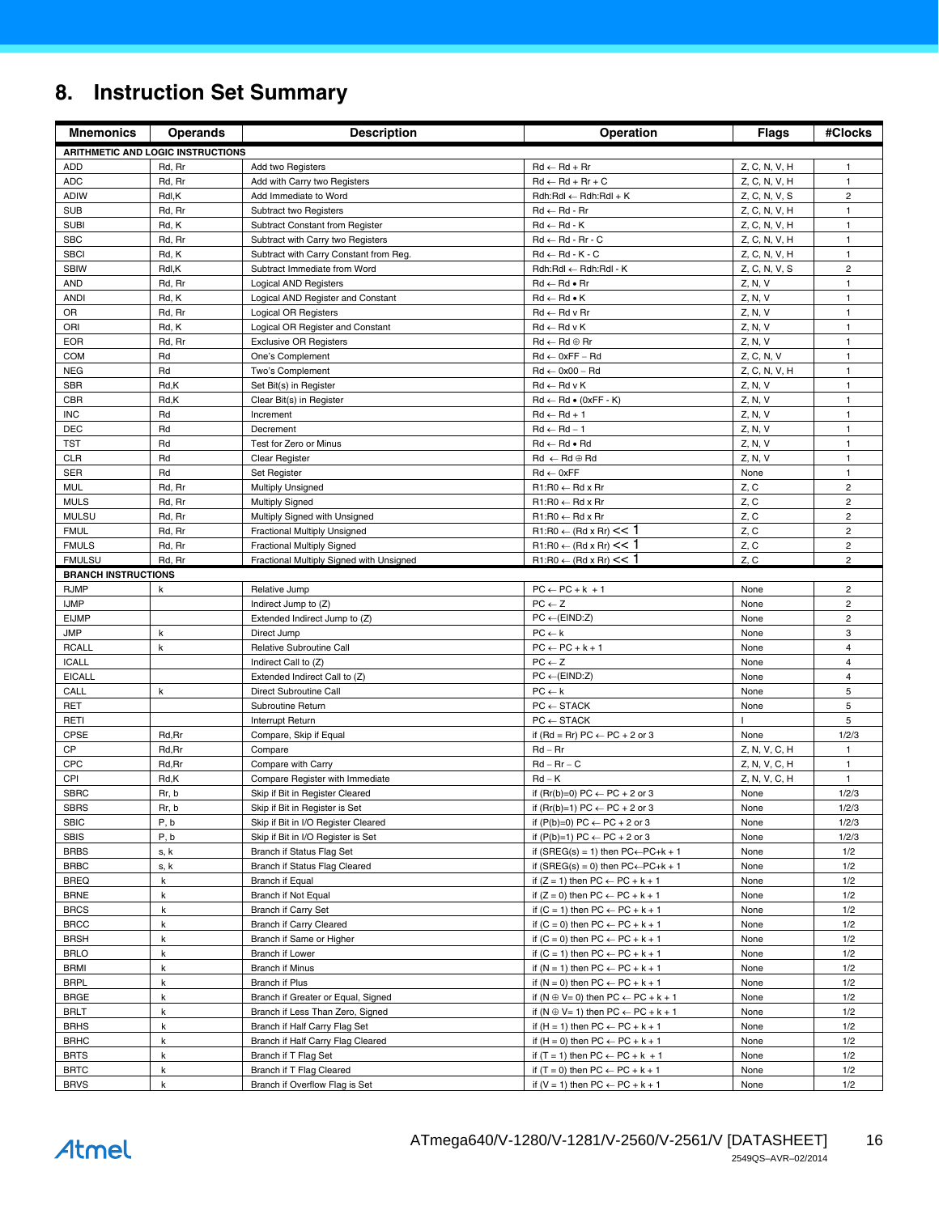# 8. Instruction Set Summary

| Mnemonics | Operands | Description | Operation | Flags | #Clocks |
|---|---|---|---|---|---|
| **ARITHMETIC AND LOGIC INSTRUCTIONS** | | | | | |
| ADD | Rd, Rr | Add two Registers | Rd ← Rd + Rr | Z, C, N, V, H | 1 |
| ADC | Rd, Rr | Add with Carry two Registers | Rd ← Rd + Rr + C | Z, C, N, V, H | 1 |
| ADIW | Rdl,K | Add Immediate to Word | Rdh:Rdl ← Rdh:Rdl + K | Z, C, N, V, S | 2 |
| SUB | Rd, Rr | Subtract two Registers | Rd ← Rd - Rr | Z, C, N, V, H | 1 |
| SUBI | Rd, K | Subtract Constant from Register | Rd ← Rd - K | Z, C, N, V, H | 1 |
| SBC | Rd, Rr | Subtract with Carry two Registers | Rd ← Rd - Rr - C | Z, C, N, V, H | 1 |
| SBCI | Rd, K | Subtract with Carry Constant from Reg. | Rd ← Rd - K - C | Z, C, N, V, H | 1 |
| SBIW | Rdl,K | Subtract Immediate from Word | Rdh:Rdl ← Rdh:Rdl - K | Z, C, N, V, S | 2 |
| AND | Rd, Rr | Logical AND Registers | Rd ← Rd • Rr | Z, N, V | 1 |
| ANDI | Rd, K | Logical AND Register and Constant | Rd ← Rd • K | Z, N, V | 1 |
| OR | Rd, Rr | Logical OR Registers | Rd ← Rd v Rr | Z, N, V | 1 |
| ORI | Rd, K | Logical OR Register and Constant | Rd ← Rd v K | Z, N, V | 1 |
| EOR | Rd, Rr | Exclusive OR Registers | Rd ← Rd ⊕ Rr | Z, N, V | 1 |
| COM | Rd | One's Complement | Rd ← 0xFF − Rd | Z, C, N, V | 1 |
| NEG | Rd | Two's Complement | Rd ← 0x00 − Rd | Z, C, N, V, H | 1 |
| SBR | Rd,K | Set Bit(s) in Register | Rd ← Rd v K | Z, N, V | 1 |
| CBR | Rd,K | Clear Bit(s) in Register | Rd ← Rd • (0xFF - K) | Z, N, V | 1 |
| INC | Rd | Increment | Rd ← Rd + 1 | Z, N, V | 1 |
| DEC | Rd | Decrement | Rd ← Rd − 1 | Z, N, V | 1 |
| TST | Rd | Test for Zero or Minus | Rd ← Rd • Rd | Z, N, V | 1 |
| CLR | Rd | Clear Register | Rd ← Rd ⊕ Rd | Z, N, V | 1 |
| SER | Rd | Set Register | Rd ← 0xFF | None | 1 |
| MUL | Rd, Rr | Multiply Unsigned | R1:R0 ← Rd x Rr | Z, C | 2 |
| MULS | Rd, Rr | Multiply Signed | R1:R0 ← Rd x Rr | Z, C | 2 |
| MULSU | Rd, Rr | Multiply Signed with Unsigned | R1:R0 ← Rd x Rr | Z, C | 2 |
| FMUL | Rd, Rr | Fractional Multiply Unsigned | R1:R0 ← (Rd x Rr) << 1 | Z, C | 2 |
| FMULS | Rd, Rr | Fractional Multiply Signed | R1:R0 ← (Rd x Rr) << 1 | Z, C | 2 |
| FMULSU | Rd, Rr | Fractional Multiply Signed with Unsigned | R1:R0 ← (Rd x Rr) << 1 | Z, C | 2 |
| **BRANCH INSTRUCTIONS** | | | | | |
| RJMP | k | Relative Jump | PC ← PC + k + 1 | None | 2 |
| IJMP | | Indirect Jump to (Z) | PC ← Z | None | 2 |
| EIJMP | | Extended Indirect Jump to (Z) | PC ←(EIND:Z) | None | 2 |
| JMP | k | Direct Jump | PC ← k | None | 3 |
| RCALL | k | Relative Subroutine Call | PC ← PC + k + 1 | None | 4 |
| ICALL | | Indirect Call to (Z) | PC ← Z | None | 4 |
| EICALL | | Extended Indirect Call to (Z) | PC ←(EIND:Z) | None | 4 |
| CALL | k | Direct Subroutine Call | PC ← k | None | 5 |
| RET | | Subroutine Return | PC ← STACK | None | 5 |
| RETI | | Interrupt Return | PC ← STACK | I | 5 |
| CPSE | Rd,Rr | Compare, Skip if Equal | if (Rd = Rr) PC ← PC + 2 or 3 | None | 1/2/3 |
| CP | Rd,Rr | Compare | Rd − Rr | Z, N, V, C, H | 1 |
| CPC | Rd,Rr | Compare with Carry | Rd − Rr − C | Z, N, V, C, H | 1 |
| CPI | Rd,K | Compare Register with Immediate | Rd − K | Z, N, V, C, H | 1 |
| SBRC | Rr, b | Skip if Bit in Register Cleared | if (Rr(b)=0) PC ← PC + 2 or 3 | None | 1/2/3 |
| SBRS | Rr, b | Skip if Bit in Register is Set | if (Rr(b)=1) PC ← PC + 2 or 3 | None | 1/2/3 |
| SBIC | P, b | Skip if Bit in I/O Register Cleared | if (P(b)=0) PC ← PC + 2 or 3 | None | 1/2/3 |
| SBIS | P, b | Skip if Bit in I/O Register is Set | if (P(b)=1) PC ← PC + 2 or 3 | None | 1/2/3 |
| BRBS | s, k | Branch if Status Flag Set | if (SREG(s) = 1) then PC←PC+k + 1 | None | 1/2 |
| BRBC | s, k | Branch if Status Flag Cleared | if (SREG(s) = 0) then PC←PC+k + 1 | None | 1/2 |
| BREQ | k | Branch if Equal | if (Z = 1) then PC ← PC + k + 1 | None | 1/2 |
| BRNE | k | Branch if Not Equal | if (Z = 0) then PC ← PC + k + 1 | None | 1/2 |
| BRCS | k | Branch if Carry Set | if (C = 1) then PC ← PC + k + 1 | None | 1/2 |
| BRCC | k | Branch if Carry Cleared | if (C = 0) then PC ← PC + k + 1 | None | 1/2 |
| BRSH | k | Branch if Same or Higher | if (C = 0) then PC ← PC + k + 1 | None | 1/2 |
| BRLO | k | Branch if Lower | if (C = 1) then PC ← PC + k + 1 | None | 1/2 |
| BRMI | k | Branch if Minus | if (N = 1) then PC ← PC + k + 1 | None | 1/2 |
| BRPL | k | Branch if Plus | if (N = 0) then PC ← PC + k + 1 | None | 1/2 |
| BRGE | k | Branch if Greater or Equal, Signed | if (N ⊕ V= 0) then PC ← PC + k + 1 | None | 1/2 |
| BRLT | k | Branch if Less Than Zero, Signed | if (N ⊕ V= 1) then PC ← PC + k + 1 | None | 1/2 |
| BRHS | k | Branch if Half Carry Flag Set | if (H = 1) then PC ← PC + k + 1 | None | 1/2 |
| BRHC | k | Branch if Half Carry Flag Cleared | if (H = 0) then PC ← PC + k + 1 | None | 1/2 |
| BRTS | k | Branch if T Flag Set | if (T = 1) then PC ← PC + k + 1 | None | 1/2 |
| BRTC | k | Branch if T Flag Cleared | if (T = 0) then PC ← PC + k + 1 | None | 1/2 |
| BRVS | k | Branch if Overflow Flag is Set | if (V = 1) then PC ← PC + k + 1 | None | 1/2 |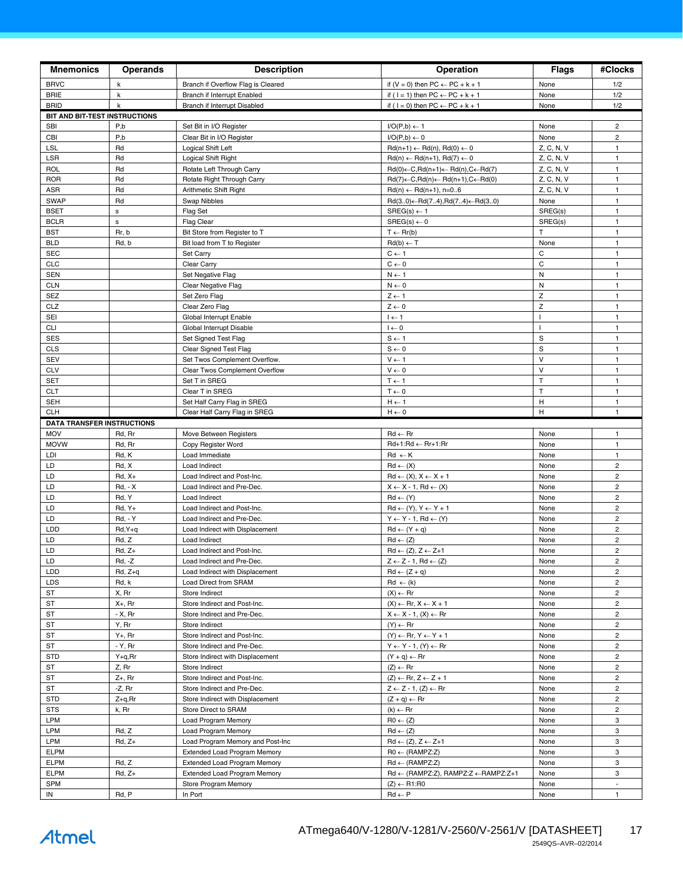| Mnemonics | Operands | Description | Operation | Flags | #Clocks |
|---|---|---|---|---|---|
| BRVC | k | Branch if Overflow Flag is Cleared | if (V = 0) then PC ← PC + k + 1 | None | 1/2 |
| BRIE | k | Branch if Interrupt Enabled | if ( I = 1) then PC ← PC + k + 1 | None | 1/2 |
| BRID | k | Branch if Interrupt Disabled | if ( I = 0) then PC ← PC + k + 1 | None | 1/2 |
| **BIT AND BIT-TEST INSTRUCTIONS** | | | | | |
| SBI | P,b | Set Bit in I/O Register | I/O(P,b) ← 1 | None | 2 |
| CBI | P,b | Clear Bit in I/O Register | I/O(P,b) ← 0 | None | 2 |
| LSL | Rd | Logical Shift Left | Rd(n+1) ← Rd(n), Rd(0) ← 0 | Z, C, N, V | 1 |
| LSR | Rd | Logical Shift Right | Rd(n) ← Rd(n+1), Rd(7) ← 0 | Z, C, N, V | 1 |
| ROL | Rd | Rotate Left Through Carry | Rd(0)←C,Rd(n+1)← Rd(n),C←Rd(7) | Z, C, N, V | 1 |
| ROR | Rd | Rotate Right Through Carry | Rd(7)←C,Rd(n)← Rd(n+1),C←Rd(0) | Z, C, N, V | 1 |
| ASR | Rd | Arithmetic Shift Right | Rd(n) ← Rd(n+1), n=0..6 | Z, C, N, V | 1 |
| SWAP | Rd | Swap Nibbles | Rd(3..0)←Rd(7..4),Rd(7..4)←Rd(3..0) | None | 1 |
| BSET | s | Flag Set | SREG(s) ← 1 | SREG(s) | 1 |
| BCLR | s | Flag Clear | SREG(s) ← 0 | SREG(s) | 1 |
| BST | Rr, b | Bit Store from Register to T | T ← Rr(b) | T | 1 |
| BLD | Rd, b | Bit load from T to Register | Rd(b) ← T | None | 1 |
| SEC | | Set Carry | C ← 1 | C | 1 |
| CLC | | Clear Carry | C ← 0 | C | 1 |
| SEN | | Set Negative Flag | N ← 1 | N | 1 |
| CLN | | Clear Negative Flag | N ← 0 | N | 1 |
| SEZ | | Set Zero Flag | Z ← 1 | Z | 1 |
| CLZ | | Clear Zero Flag | Z ← 0 | Z | 1 |
| SEI | | Global Interrupt Enable | I ← 1 | I | 1 |
| CLI | | Global Interrupt Disable | I ← 0 | I | 1 |
| SES | | Set Signed Test Flag | S ← 1 | S | 1 |
| CLS | | Clear Signed Test Flag | S ← 0 | S | 1 |
| SEV | | Set Twos Complement Overflow. | V ← 1 | V | 1 |
| CLV | | Clear Twos Complement Overflow | V ← 0 | V | 1 |
| SET | | Set T in SREG | T ← 1 | T | 1 |
| CLT | | Clear T in SREG | T ← 0 | T | 1 |
| SEH | | Set Half Carry Flag in SREG | H ← 1 | H | 1 |
| CLH | | Clear Half Carry Flag in SREG | H ← 0 | H | 1 |
| **DATA TRANSFER INSTRUCTIONS** | | | | | |
| MOV | Rd, Rr | Move Between Registers | Rd ← Rr | None | 1 |
| MOVW | Rd, Rr | Copy Register Word | Rd+1:Rd ← Rr+1:Rr | None | 1 |
| LDI | Rd, K | Load Immediate | Rd ← K | None | 1 |
| LD | Rd, X | Load Indirect | Rd ← (X) | None | 2 |
| LD | Rd, X+ | Load Indirect and Post-Inc. | Rd ← (X), X ← X + 1 | None | 2 |
| LD | Rd, - X | Load Indirect and Pre-Dec. | X ← X - 1, Rd ← (X) | None | 2 |
| LD | Rd, Y | Load Indirect | Rd ← (Y) | None | 2 |
| LD | Rd, Y+ | Load Indirect and Post-Inc. | Rd ← (Y), Y ← Y + 1 | None | 2 |
| LD | Rd, - Y | Load Indirect and Pre-Dec. | Y ← Y - 1, Rd ← (Y) | None | 2 |
| LDD | Rd,Y+q | Load Indirect with Displacement | Rd ← (Y + q) | None | 2 |
| LD | Rd, Z | Load Indirect | Rd ← (Z) | None | 2 |
| LD | Rd, Z+ | Load Indirect and Post-Inc. | Rd ← (Z), Z ← Z+1 | None | 2 |
| LD | Rd, -Z | Load Indirect and Pre-Dec. | Z ← Z - 1, Rd ← (Z) | None | 2 |
| LDD | Rd, Z+q | Load Indirect with Displacement | Rd ← (Z + q) | None | 2 |
| LDS | Rd, k | Load Direct from SRAM | Rd ← (k) | None | 2 |
| ST | X, Rr | Store Indirect | (X) ← Rr | None | 2 |
| ST | X+, Rr | Store Indirect and Post-Inc. | (X) ← Rr, X ← X + 1 | None | 2 |
| ST | - X, Rr | Store Indirect and Pre-Dec. | X ← X - 1, (X) ← Rr | None | 2 |
| ST | Y, Rr | Store Indirect | (Y) ← Rr | None | 2 |
| ST | Y+, Rr | Store Indirect and Post-Inc. | (Y) ← Rr, Y ← Y + 1 | None | 2 |
| ST | - Y, Rr | Store Indirect and Pre-Dec. | Y ← Y - 1, (Y) ← Rr | None | 2 |
| STD | Y+q,Rr | Store Indirect with Displacement | (Y + q) ← Rr | None | 2 |
| ST | Z, Rr | Store Indirect | (Z) ← Rr | None | 2 |
| ST | Z+, Rr | Store Indirect and Post-Inc. | (Z) ← Rr, Z ← Z + 1 | None | 2 |
| ST | -Z, Rr | Store Indirect and Pre-Dec. | Z ← Z - 1, (Z) ← Rr | None | 2 |
| STD | Z+q,Rr | Store Indirect with Displacement | (Z + q) ← Rr | None | 2 |
| STS | k, Rr | Store Direct to SRAM | (k) ← Rr | None | 2 |
| LPM | | Load Program Memory | R0 ← (Z) | None | 3 |
| LPM | Rd, Z | Load Program Memory | Rd ← (Z) | None | 3 |
| LPM | Rd, Z+ | Load Program Memory and Post-Inc | Rd ← (Z), Z ← Z+1 | None | 3 |
| ELPM | | Extended Load Program Memory | R0 ← (RAMPZ:Z) | None | 3 |
| ELPM | Rd, Z | Extended Load Program Memory | Rd ← (RAMPZ:Z) | None | 3 |
| ELPM | Rd, Z+ | Extended Load Program Memory | Rd ← (RAMPZ:Z), RAMPZ:Z ←RAMPZ:Z+1 | None | 3 |
| SPM | | Store Program Memory | (Z) ← R1:R0 | None | - |
| IN | Rd, P | In Port | Rd ← P | None | 1 |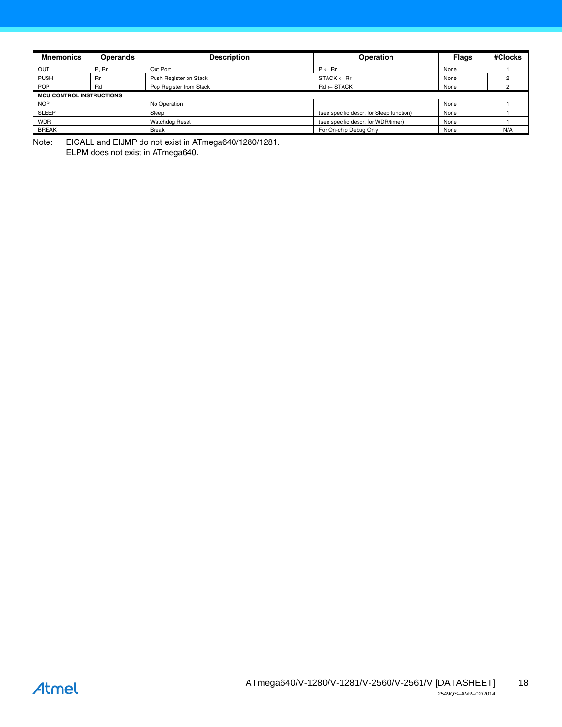| Mnemonics | Operands | Description | Operation | Flags | #Clocks |
|---|---|---|---|---|---|
| OUT | P, Rr | Out Port | P ← Rr | None | 1 |
| PUSH | Rr | Push Register on Stack | STACK ← Rr | None | 2 |
| POP | Rd | Pop Register from Stack | Rd ← STACK | None | 2 |
| **MCU CONTROL INSTRUCTIONS** | | | | | |
| NOP | | No Operation | | None | 1 |
| SLEEP | | Sleep | (see specific descr. for Sleep function) | None | 1 |
| WDR | | Watchdog Reset | (see specific descr. for WDR/timer) | None | 1 |
| BREAK | | Break | For On-chip Debug Only | None | N/A |

Note: EICALL and EIJMP do not exist in ATmega640/1280/1281.
ELPM does not exist in ATmega640.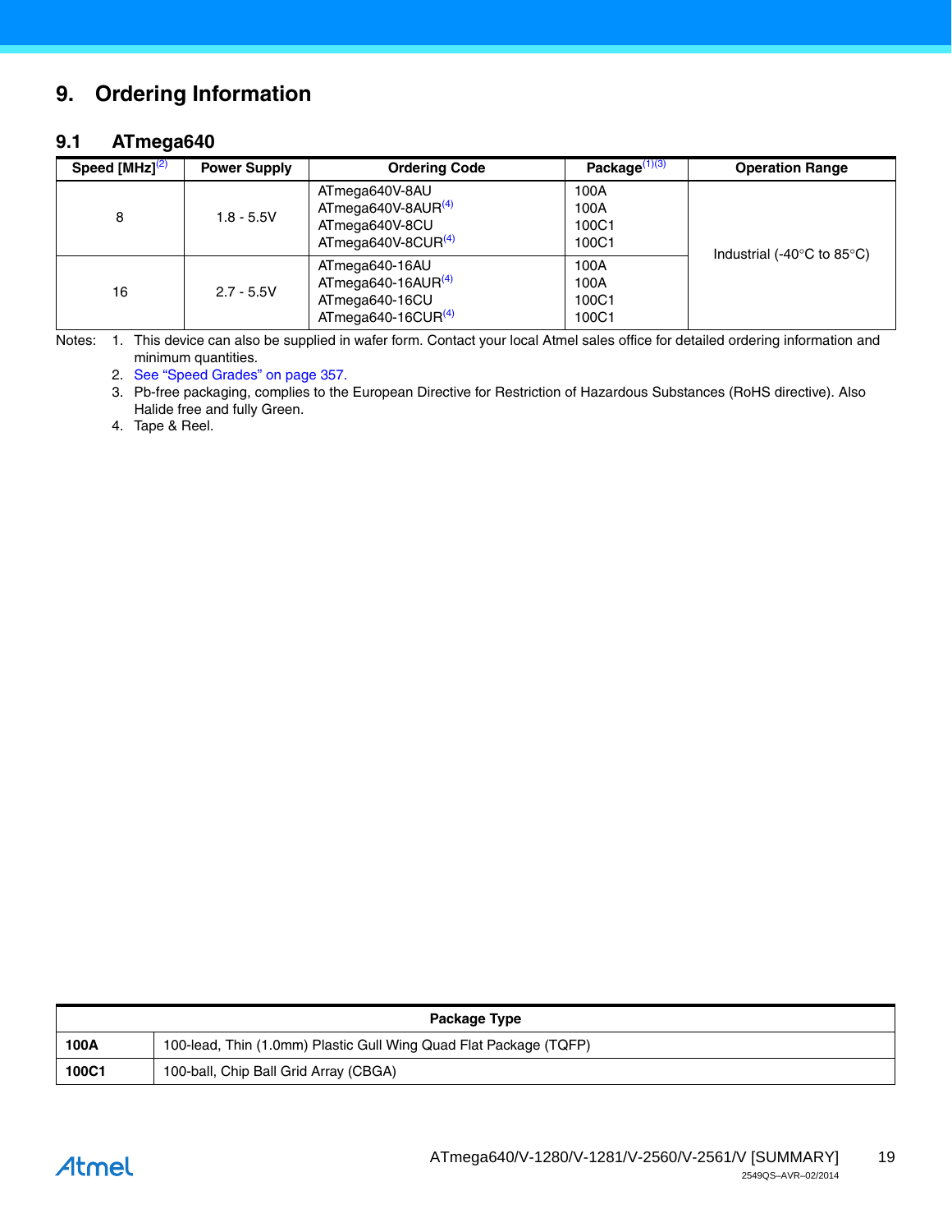// Wrapper only; markdown body follows.
# 9. Ordering Information

## 9.1 ATmega640

| Speed [MHz][2] | Power Supply | Ordering Code | Package[1][3] | Operation Range |
|---|---|---|---|---|
| 8 | 1.8 - 5.5V | ATmega640V-8AU<br>ATmega640V-8AUR[4]<br>ATmega640V-8CU<br>ATmega640V-8CUR[4] | 100A<br>100A<br>100C1<br>100C1 | Industrial (-40°C to 85°C) |
| 16 | 2.7 - 5.5V | ATmega640-16AU<br>ATmega640-16AUR[4]<br>ATmega640-16CU<br>ATmega640-16CUR[4] | 100A<br>100A<br>100C1<br>100C1 | |

Notes:
1. This device can also be supplied in wafer form. Contact your local Atmel sales office for detailed ordering information and minimum quantities.
2. See "Speed Grades" on page 357.
3. Pb-free packaging, complies to the European Directive for Restriction of Hazardous Substances (RoHS directive). Also Halide free and fully Green.
4. Tape & Reel.

| Package Type | |
|---|---|
| **100A** | 100-lead, Thin (1.0mm) Plastic Gull Wing Quad Flat Package (TQFP) |
| **100C1** | 100-ball, Chip Ball Grid Array (CBGA) |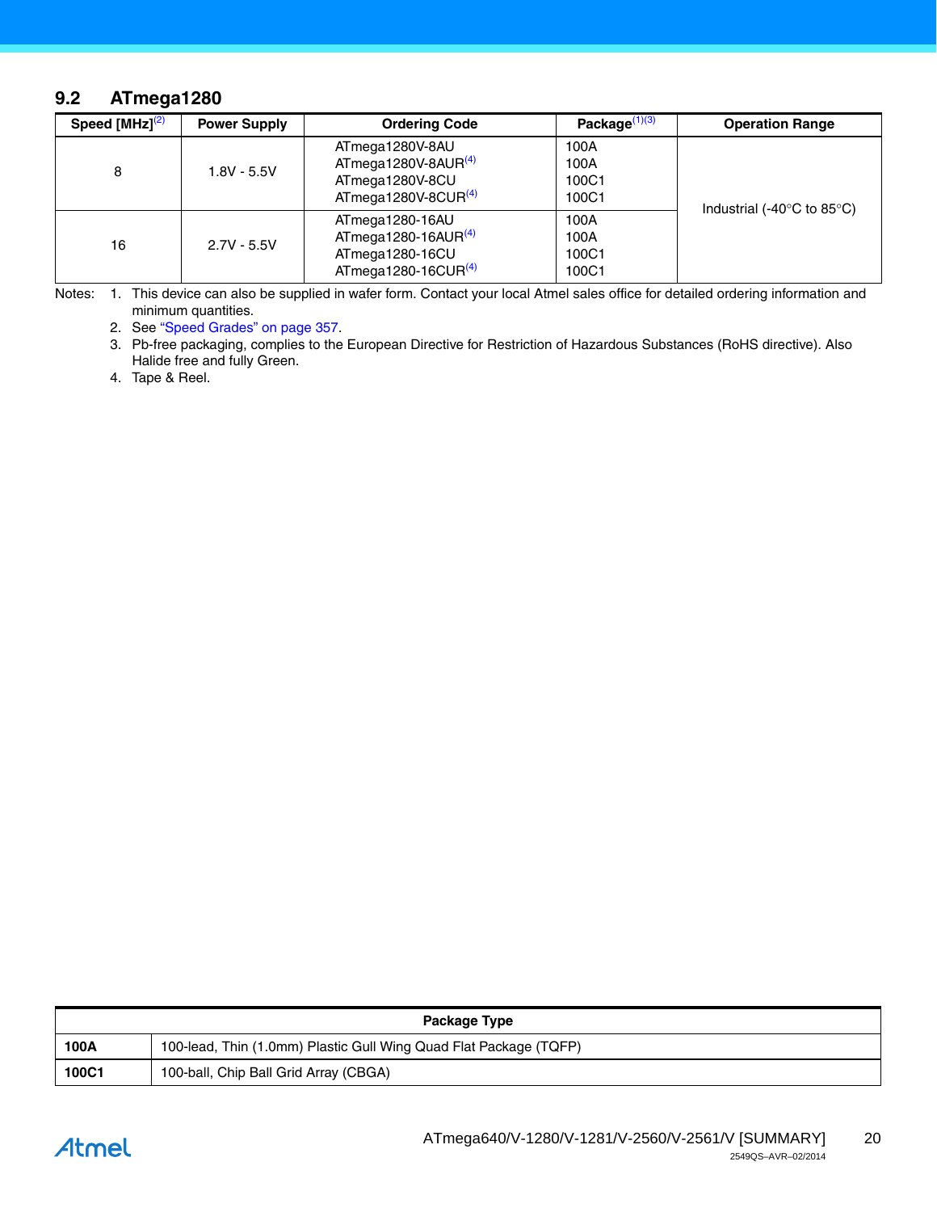## 9.2 ATmega1280

| Speed [MHz][2] | Power Supply | Ordering Code | Package[1][3] | Operation Range |
|---|---|---|---|---|
| 8 | 1.8V - 5.5V | ATmega1280V-8AU<br>ATmega1280V-8AUR[4]<br>ATmega1280V-8CU<br>ATmega1280V-8CUR[4] | 100A<br>100A<br>100C1<br>100C1 | Industrial (-40°C to 85°C) |
| 16 | 2.7V - 5.5V | ATmega1280-16AU<br>ATmega1280-16AUR[4]<br>ATmega1280-16CU<br>ATmega1280-16CUR[4] | 100A<br>100A<br>100C1<br>100C1 | |

Notes: 1. This device can also be supplied in wafer form. Contact your local Atmel sales office for detailed ordering information and minimum quantities.
2. See "Speed Grades" on page 357.
3. Pb-free packaging, complies to the European Directive for Restriction of Hazardous Substances (RoHS directive). Also Halide free and fully Green.
4. Tape & Reel.

| Package Type | |
|---|---|
| **100A** | 100-lead, Thin (1.0mm) Plastic Gull Wing Quad Flat Package (TQFP) |
| **100C1** | 100-ball, Chip Ball Grid Array (CBGA) |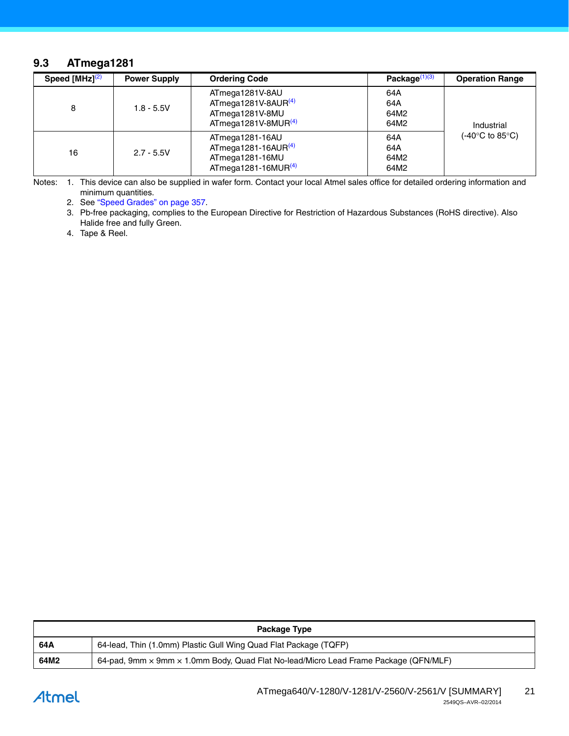## 9.3 ATmega1281

| Speed [MHz][2] | Power Supply | Ordering Code | Package[1][3] | Operation Range |
|---|---|---|---|---|
| 8 | 1.8 - 5.5V | ATmega1281V-8AU<br>ATmega1281V-8AUR[4]<br>ATmega1281V-8MU<br>ATmega1281V-8MUR[4] | 64A<br>64A<br>64M2<br>64M2 | Industrial<br>(-40°C to 85°C) |
| 16 | 2.7 - 5.5V | ATmega1281-16AU<br>ATmega1281-16AUR[4]<br>ATmega1281-16MU<br>ATmega1281-16MUR[4] | 64A<br>64A<br>64M2<br>64M2 | |

Notes:
1. This device can also be supplied in wafer form. Contact your local Atmel sales office for detailed ordering information and minimum quantities.
2. See "Speed Grades" on page 357.
3. Pb-free packaging, complies to the European Directive for Restriction of Hazardous Substances (RoHS directive). Also Halide free and fully Green.
4. Tape & Reel.

| Package Type | |
|---|---|
| **64A** | 64-lead, Thin (1.0mm) Plastic Gull Wing Quad Flat Package (TQFP) |
| **64M2** | 64-pad, 9mm × 9mm × 1.0mm Body, Quad Flat No-lead/Micro Lead Frame Package (QFN/MLF) |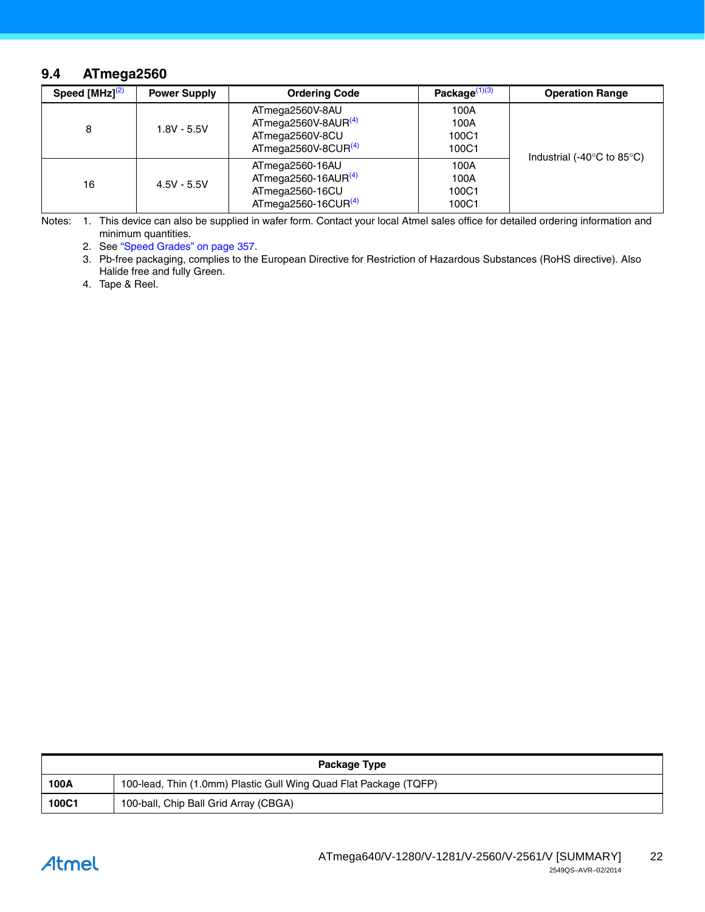## 9.4 ATmega2560

| Speed [MHz][2] | Power Supply | Ordering Code | Package[1][3] | Operation Range |
|---|---|---|---|---|
| 8 | 1.8V - 5.5V | ATmega2560V-8AU<br>ATmega2560V-8AUR[4]<br>ATmega2560V-8CU<br>ATmega2560V-8CUR[4] | 100A<br>100A<br>100C1<br>100C1 | Industrial (-40°C to 85°C) |
| 16 | 4.5V - 5.5V | ATmega2560-16AU<br>ATmega2560-16AUR[4]<br>ATmega2560-16CU<br>ATmega2560-16CUR[4] | 100A<br>100A<br>100C1<br>100C1 | |

Notes:
1. This device can also be supplied in wafer form. Contact your local Atmel sales office for detailed ordering information and minimum quantities.
2. See "Speed Grades" on page 357.
3. Pb-free packaging, complies to the European Directive for Restriction of Hazardous Substances (RoHS directive). Also Halide free and fully Green.
4. Tape & Reel.

| Package Type | |
|---|---|
| **100A** | 100-lead, Thin (1.0mm) Plastic Gull Wing Quad Flat Package (TQFP) |
| **100C1** | 100-ball, Chip Ball Grid Array (CBGA) |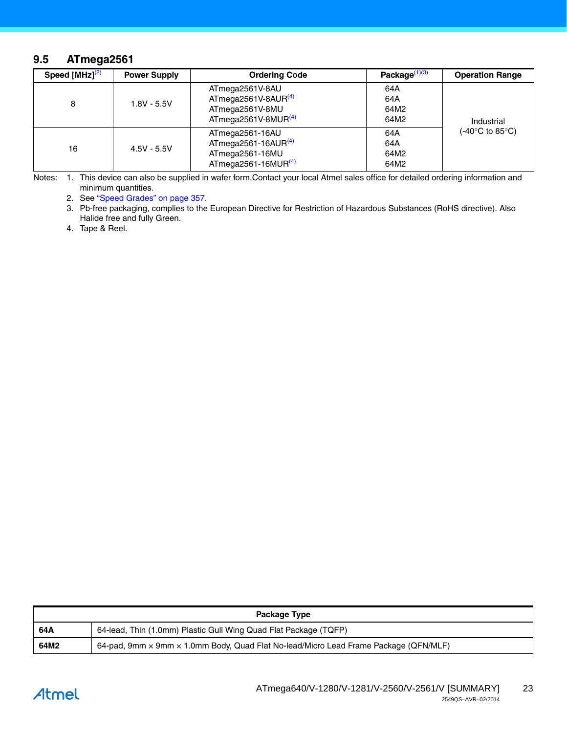## 9.5 ATmega2561

| Speed [MHz][2] | Power Supply | Ordering Code | Package[1][3] | Operation Range |
|---|---|---|---|---|
| 8 | 1.8V - 5.5V | ATmega2561V-8AU<br>ATmega2561V-8AUR[4]<br>ATmega2561V-8MU<br>ATmega2561V-8MUR[4] | 64A<br>64A<br>64M2<br>64M2 | Industrial<br>(-40°C to 85°C) |
| 16 | 4.5V - 5.5V | ATmega2561-16AU<br>ATmega2561-16AUR[4]<br>ATmega2561-16MU<br>ATmega2561-16MUR[4] | 64A<br>64A<br>64M2<br>64M2 | |

Notes:
1. This device can also be supplied in wafer form.Contact your local Atmel sales office for detailed ordering information and minimum quantities.
2. See "Speed Grades" on page 357.
3. Pb-free packaging, complies to the European Directive for Restriction of Hazardous Substances (RoHS directive). Also Halide free and fully Green.
4. Tape & Reel.

| Package Type | |
|---|---|
| **64A** | 64-lead, Thin (1.0mm) Plastic Gull Wing Quad Flat Package (TQFP) |
| **64M2** | 64-pad, 9mm × 9mm × 1.0mm Body, Quad Flat No-lead/Micro Lead Frame Package (QFN/MLF) |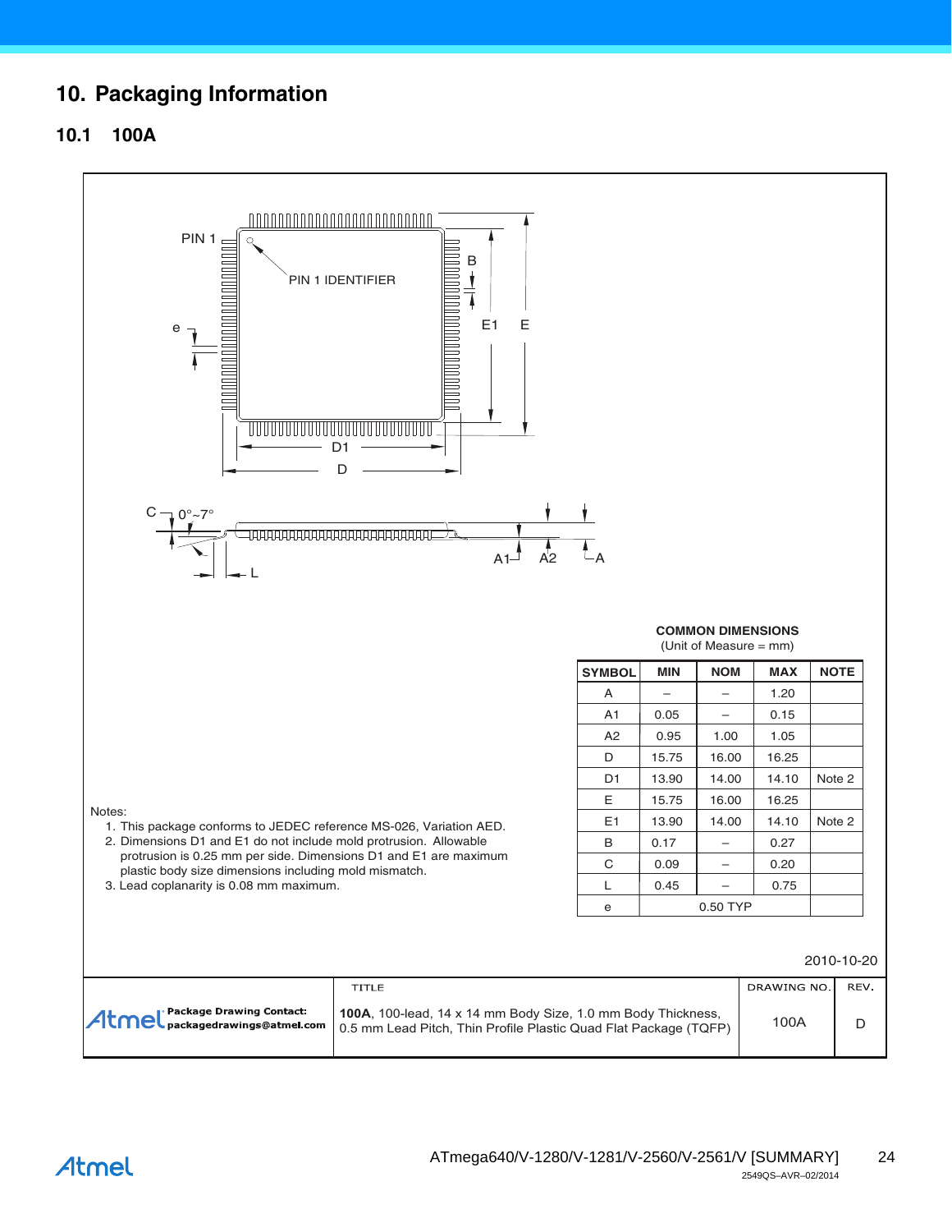# 10. Packaging Information

## 10.1 100A

PIN 1

PIN 1 IDENTIFIER

e

B

E1 E

D1

D

C 0°~7°

L

A1 A2 A

**COMMON DIMENSIONS**
(Unit of Measure = mm)

| SYMBOL | MIN | NOM | MAX | NOTE |
|---|---|---|---|---|
| A | – | – | 1.20 | |
| A1 | 0.05 | – | 0.15 | |
| A2 | 0.95 | 1.00 | 1.05 | |
| D | 15.75 | 16.00 | 16.25 | |
| D1 | 13.90 | 14.00 | 14.10 | Note 2 |
| E | 15.75 | 16.00 | 16.25 | |
| E1 | 13.90 | 14.00 | 14.10 | Note 2 |
| B | 0.17 | – | 0.27 | |
| C | 0.09 | – | 0.20 | |
| L | 0.45 | – | 0.75 | |
| e | 0.50 TYP | | | |

Notes:
1. This package conforms to JEDEC reference MS-026, Variation AED.
2. Dimensions D1 and E1 do not include mold protrusion. Allowable protrusion is 0.25 mm per side. Dimensions D1 and E1 are maximum plastic body size dimensions including mold mismatch.
3. Lead coplanarity is 0.08 mm maximum.

2010-10-20

| Atmel Package Drawing Contact: packagedrawings@atmel.com | TITLE | DRAWING NO. | REV. |
|---|---|---|---|
| | **100A**, 100-lead, 14 x 14 mm Body Size, 1.0 mm Body Thickness, 0.5 mm Lead Pitch, Thin Profile Plastic Quad Flat Package (TQFP) | 100A | D |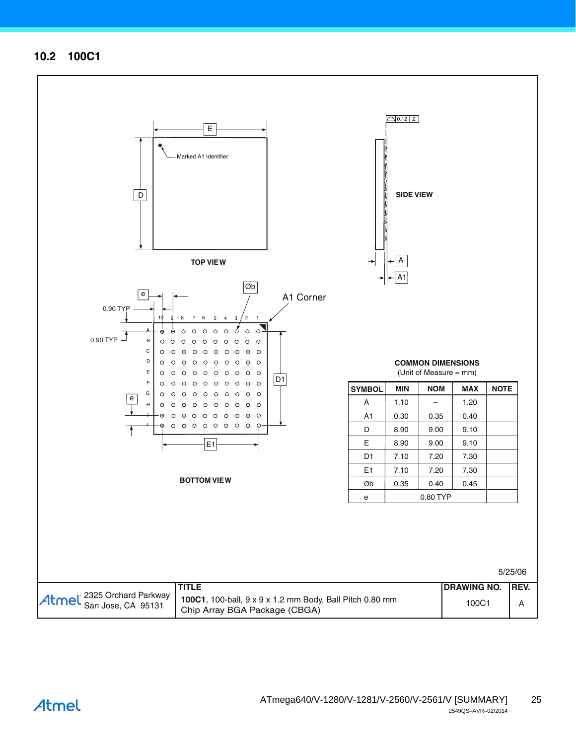## 10.2 100C1

Marked A1 Identifier

E

D

TOP VIEW

0.12 Z

SIDE VIEW

A

A1

e

Øb

A1 Corner

0.90 TYP

0.90 TYP

10 9 8 7 6 5 4 3 2 1

A B C D E F G H I J

D1

e

E1

BOTTOM VIEW

**COMMON DIMENSIONS**
(Unit of Measure = mm)

| SYMBOL | MIN | NOM | MAX | NOTE |
|---|---|---|---|---|
| A | 1.10 | – | 1.20 | |
| A1 | 0.30 | 0.35 | 0.40 | |
| D | 8.90 | 9.00 | 9.10 | |
| E | 8.90 | 9.00 | 9.10 | |
| D1 | 7.10 | 7.20 | 7.30 | |
| E1 | 7.10 | 7.20 | 7.30 | |
| Øb | 0.35 | 0.40 | 0.45 | |
| e | | 0.80 TYP | | |

5/25/06

| | TITLE | DRAWING NO. | REV. |
|---|---|---|---|
| Atmel 2325 Orchard Parkway San Jose, CA 95131 | **100C1**, 100-ball, 9 x 9 x 1.2 mm Body, Ball Pitch 0.80 mm Chip Array BGA Package (CBGA) | 100C1 | A |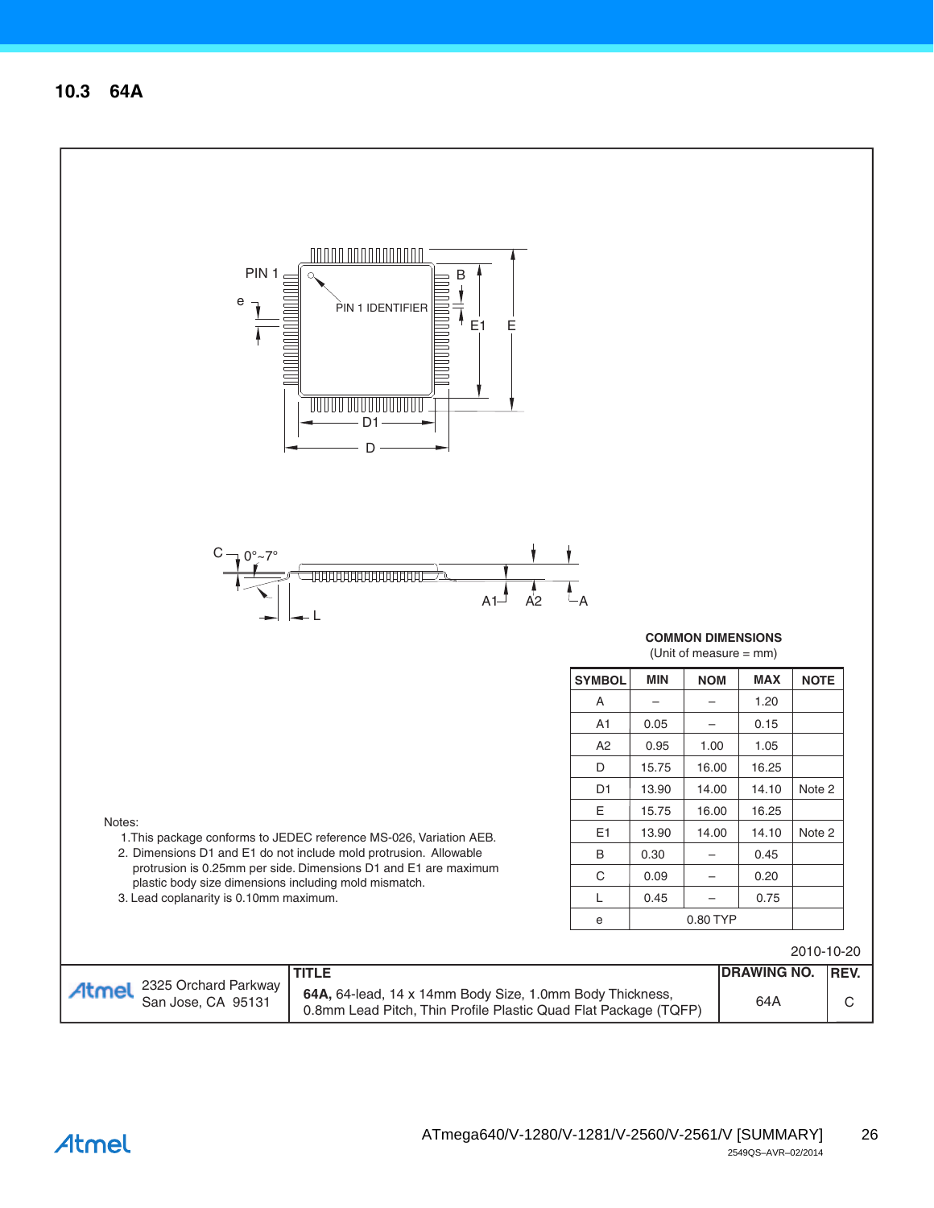## 10.3 64A

PIN 1

e

PIN 1 IDENTIFIER

B

E1

E

D1

D

C

0°~7°

L

A1

A2

A

**COMMON DIMENSIONS**
(Unit of measure = mm)

| SYMBOL | MIN | NOM | MAX | NOTE |
|---|---|---|---|---|
| A | – | – | 1.20 | |
| A1 | 0.05 | – | 0.15 | |
| A2 | 0.95 | 1.00 | 1.05 | |
| D | 15.75 | 16.00 | 16.25 | |
| D1 | 13.90 | 14.00 | 14.10 | Note 2 |
| E | 15.75 | 16.00 | 16.25 | |
| E1 | 13.90 | 14.00 | 14.10 | Note 2 |
| B | 0.30 | – | 0.45 | |
| C | 0.09 | – | 0.20 | |
| L | 0.45 | – | 0.75 | |
| e | | 0.80 TYP | | |

Notes:

1. This package conforms to JEDEC reference MS-026, Variation AEB.
2. Dimensions D1 and E1 do not include mold protrusion. Allowable protrusion is 0.25mm per side. Dimensions D1 and E1 are maximum plastic body size dimensions including mold mismatch.
3. Lead coplanarity is 0.10mm maximum.

2010-10-20

| | TITLE | DRAWING NO. | REV. |
|---|---|---|---|
| Atmel 2325 Orchard Parkway San Jose, CA 95131 | **64A,** 64-lead, 14 x 14mm Body Size, 1.0mm Body Thickness, 0.8mm Lead Pitch, Thin Profile Plastic Quad Flat Package (TQFP) | 64A | C |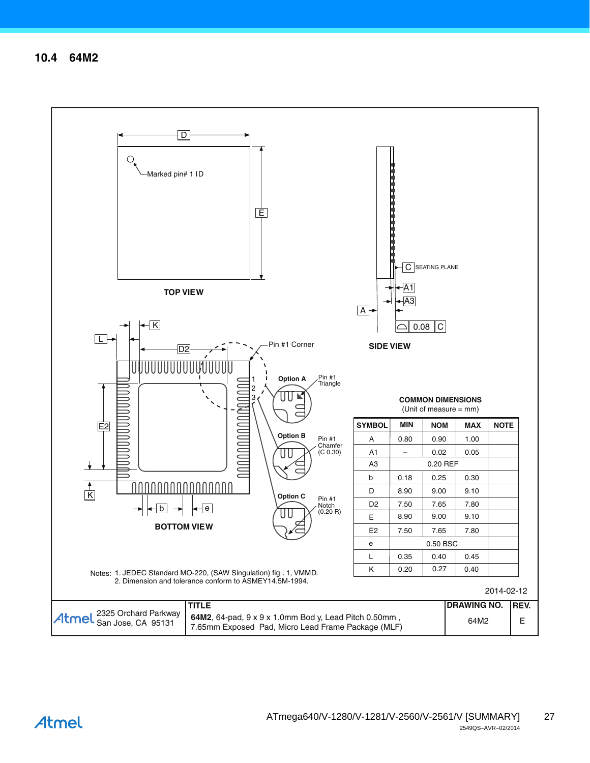## 10.4 64M2

TOP VIEW

D

E

Marked pin# 1 ID

SIDE VIEW

C SEATING PLANE

A1

A3

A

0.08 C

BOTTOM VIEW

L

K

D2

E2

K

b

e

Pin #1 Corner

1
2
3

Option A

Pin #1 Triangle

Option B

Pin #1 Chamfer (C 0.30)

Option C

Pin #1 Notch (0.20 R)

**COMMON DIMENSIONS**
(Unit of measure = mm)

| SYMBOL | MIN | NOM | MAX | NOTE |
|---|---|---|---|---|
| A | 0.80 | 0.90 | 1.00 | |
| A1 | – | 0.02 | 0.05 | |
| A3 | | 0.20 REF | | |
| b | 0.18 | 0.25 | 0.30 | |
| D | 8.90 | 9.00 | 9.10 | |
| D2 | 7.50 | 7.65 | 7.80 | |
| E | 8.90 | 9.00 | 9.10 | |
| E2 | 7.50 | 7.65 | 7.80 | |
| e | | 0.50 BSC | | |
| L | 0.35 | 0.40 | 0.45 | |
| K | 0.20 | 0.27 | 0.40 | |

Notes: 1. JEDEC Standard MO-220, (SAW Singulation) fig . 1, VMMD.
2. Dimension and tolerance conform to ASMEY14.5M-1994.

2014-02-12

| | | | |
|---|---|---|---|
| Atmel 2325 Orchard Parkway San Jose, CA 95131 | TITLE **64M2**, 64-pad, 9 x 9 x 1.0mm Body, Lead Pitch 0.50mm , 7.65mm Exposed Pad, Micro Lead Frame Package (MLF) | DRAWING NO. 64M2 | REV. E |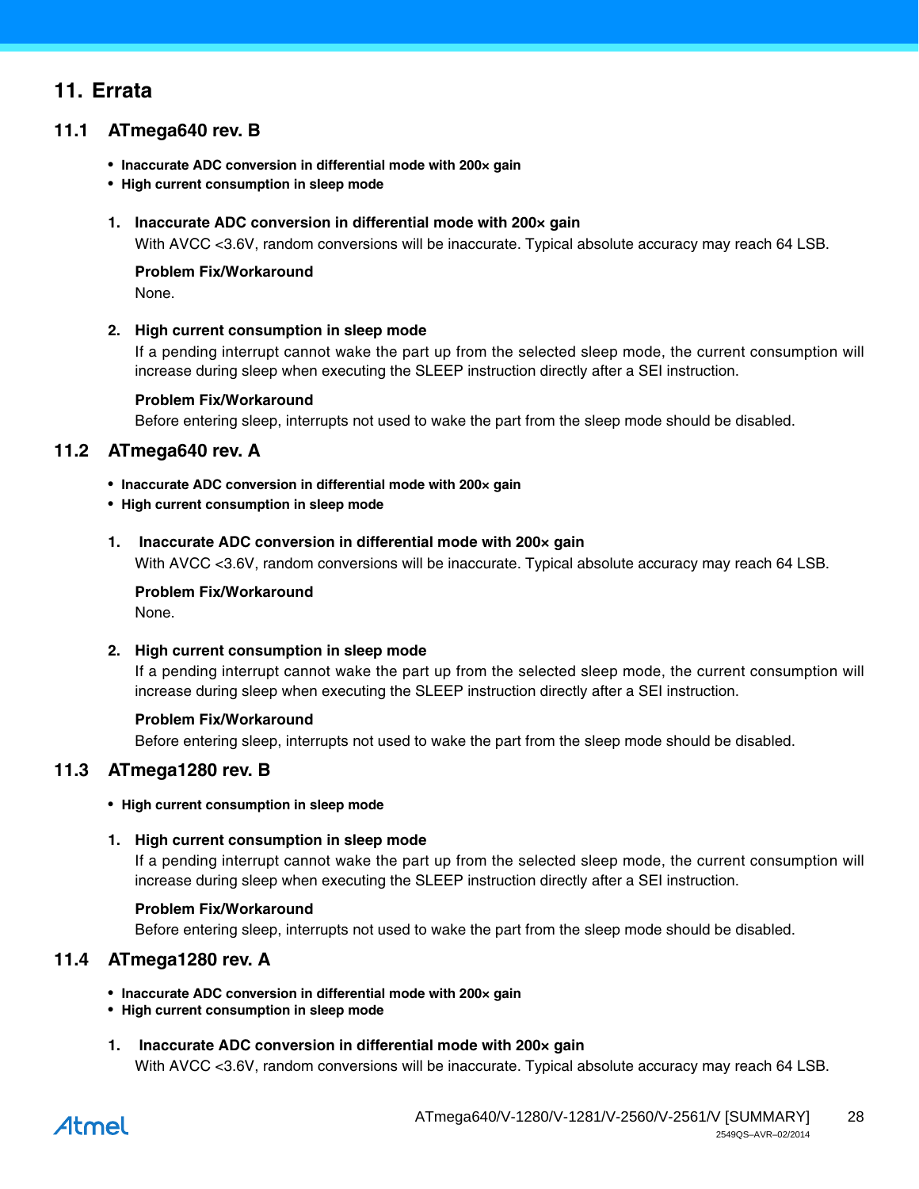# 11. Errata

## 11.1 ATmega640 rev. B

- **Inaccurate ADC conversion in differential mode with 200× gain**
- **High current consumption in sleep mode**

1. **Inaccurate ADC conversion in differential mode with 200× gain**

   With AVCC <3.6V, random conversions will be inaccurate. Typical absolute accuracy may reach 64 LSB.

   **Problem Fix/Workaround**

   None.

2. **High current consumption in sleep mode**

   If a pending interrupt cannot wake the part up from the selected sleep mode, the current consumption will increase during sleep when executing the SLEEP instruction directly after a SEI instruction.

   **Problem Fix/Workaround**

   Before entering sleep, interrupts not used to wake the part from the sleep mode should be disabled.

## 11.2 ATmega640 rev. A

- **Inaccurate ADC conversion in differential mode with 200× gain**
- **High current consumption in sleep mode**

1. **Inaccurate ADC conversion in differential mode with 200× gain**

   With AVCC <3.6V, random conversions will be inaccurate. Typical absolute accuracy may reach 64 LSB.

   **Problem Fix/Workaround**

   None.

2. **High current consumption in sleep mode**

   If a pending interrupt cannot wake the part up from the selected sleep mode, the current consumption will increase during sleep when executing the SLEEP instruction directly after a SEI instruction.

   **Problem Fix/Workaround**

   Before entering sleep, interrupts not used to wake the part from the sleep mode should be disabled.

## 11.3 ATmega1280 rev. B

- **High current consumption in sleep mode**

1. **High current consumption in sleep mode**

   If a pending interrupt cannot wake the part up from the selected sleep mode, the current consumption will increase during sleep when executing the SLEEP instruction directly after a SEI instruction.

   **Problem Fix/Workaround**

   Before entering sleep, interrupts not used to wake the part from the sleep mode should be disabled.

## 11.4 ATmega1280 rev. A

- **Inaccurate ADC conversion in differential mode with 200× gain**
- **High current consumption in sleep mode**

1. **Inaccurate ADC conversion in differential mode with 200× gain**

   With AVCC <3.6V, random conversions will be inaccurate. Typical absolute accuracy may reach 64 LSB.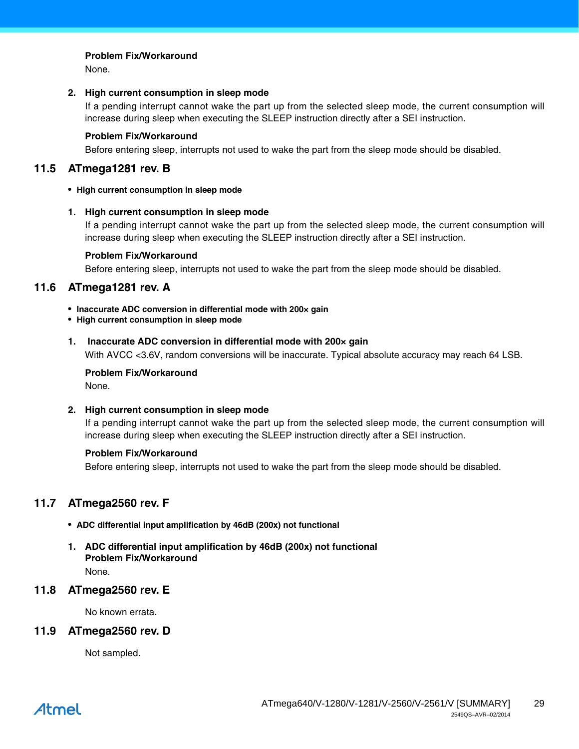**Problem Fix/Workaround**

None.

2. **High current consumption in sleep mode**

   If a pending interrupt cannot wake the part up from the selected sleep mode, the current consumption will increase during sleep when executing the SLEEP instruction directly after a SEI instruction.

   **Problem Fix/Workaround**

   Before entering sleep, interrupts not used to wake the part from the sleep mode should be disabled.

## 11.5 ATmega1281 rev. B

- **High current consumption in sleep mode**

1. **High current consumption in sleep mode**

   If a pending interrupt cannot wake the part up from the selected sleep mode, the current consumption will increase during sleep when executing the SLEEP instruction directly after a SEI instruction.

   **Problem Fix/Workaround**

   Before entering sleep, interrupts not used to wake the part from the sleep mode should be disabled.

## 11.6 ATmega1281 rev. A

- **Inaccurate ADC conversion in differential mode with 200× gain**
- **High current consumption in sleep mode**

1. **Inaccurate ADC conversion in differential mode with 200× gain**

   With AVCC <3.6V, random conversions will be inaccurate. Typical absolute accuracy may reach 64 LSB.

   **Problem Fix/Workaround**

   None.

2. **High current consumption in sleep mode**

   If a pending interrupt cannot wake the part up from the selected sleep mode, the current consumption will increase during sleep when executing the SLEEP instruction directly after a SEI instruction.

   **Problem Fix/Workaround**

   Before entering sleep, interrupts not used to wake the part from the sleep mode should be disabled.

## 11.7 ATmega2560 rev. F

- **ADC differential input amplification by 46dB (200x) not functional**

1. **ADC differential input amplification by 46dB (200x) not functional**

   **Problem Fix/Workaround**

   None.

## 11.8 ATmega2560 rev. E

No known errata.

## 11.9 ATmega2560 rev. D

Not sampled.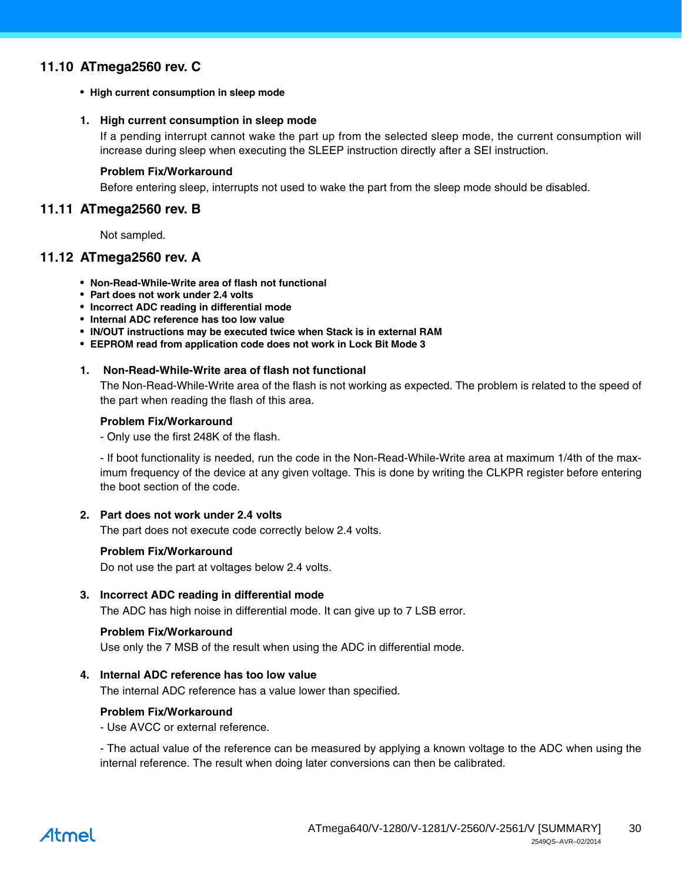## 11.10 ATmega2560 rev. C

- **High current consumption in sleep mode**

1. **High current consumption in sleep mode**

   If a pending interrupt cannot wake the part up from the selected sleep mode, the current consumption will increase during sleep when executing the SLEEP instruction directly after a SEI instruction.

   **Problem Fix/Workaround**

   Before entering sleep, interrupts not used to wake the part from the sleep mode should be disabled.

## 11.11 ATmega2560 rev. B

Not sampled.

## 11.12 ATmega2560 rev. A

- **Non-Read-While-Write area of flash not functional**
- **Part does not work under 2.4 volts**
- **Incorrect ADC reading in differential mode**
- **Internal ADC reference has too low value**
- **IN/OUT instructions may be executed twice when Stack is in external RAM**
- **EEPROM read from application code does not work in Lock Bit Mode 3**

1. **Non-Read-While-Write area of flash not functional**

   The Non-Read-While-Write area of the flash is not working as expected. The problem is related to the speed of the part when reading the flash of this area.

   **Problem Fix/Workaround**

   - Only use the first 248K of the flash.

   - If boot functionality is needed, run the code in the Non-Read-While-Write area at maximum 1/4th of the maximum frequency of the device at any given voltage. This is done by writing the CLKPR register before entering the boot section of the code.

2. **Part does not work under 2.4 volts**

   The part does not execute code correctly below 2.4 volts.

   **Problem Fix/Workaround**

   Do not use the part at voltages below 2.4 volts.

3. **Incorrect ADC reading in differential mode**

   The ADC has high noise in differential mode. It can give up to 7 LSB error.

   **Problem Fix/Workaround**

   Use only the 7 MSB of the result when using the ADC in differential mode.

4. **Internal ADC reference has too low value**

   The internal ADC reference has a value lower than specified.

   **Problem Fix/Workaround**

   - Use AVCC or external reference.

   - The actual value of the reference can be measured by applying a known voltage to the ADC when using the internal reference. The result when doing later conversions can then be calibrated.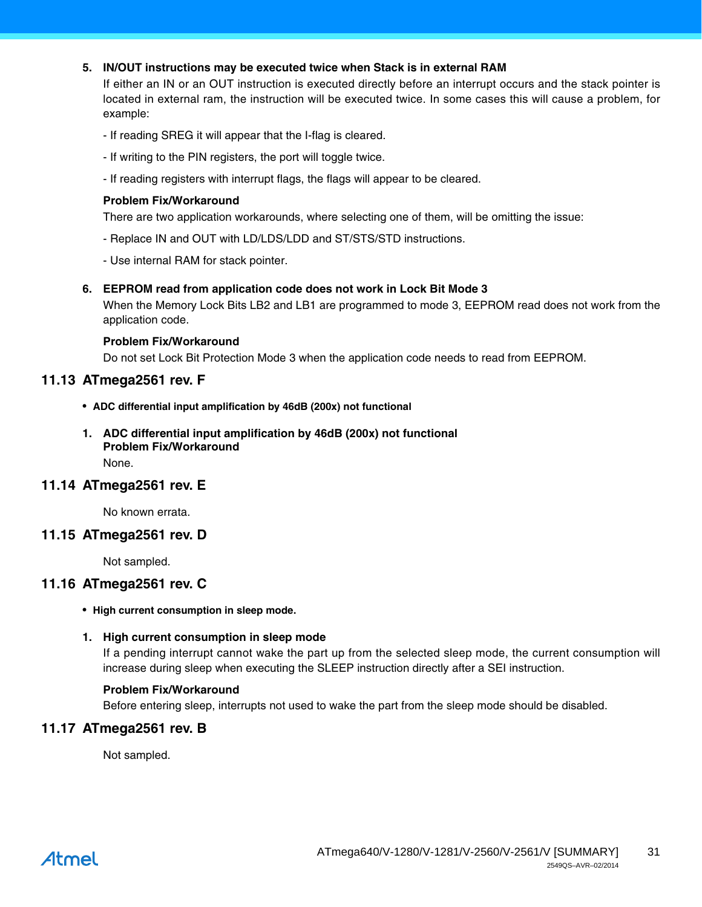5. **IN/OUT instructions may be executed twice when Stack is in external RAM**

   If either an IN or an OUT instruction is executed directly before an interrupt occurs and the stack pointer is located in external ram, the instruction will be executed twice. In some cases this will cause a problem, for example:

   - If reading SREG it will appear that the I-flag is cleared.

   - If writing to the PIN registers, the port will toggle twice.

   - If reading registers with interrupt flags, the flags will appear to be cleared.

   **Problem Fix/Workaround**

   There are two application workarounds, where selecting one of them, will be omitting the issue:

   - Replace IN and OUT with LD/LDS/LDD and ST/STS/STD instructions.

   - Use internal RAM for stack pointer.

6. **EEPROM read from application code does not work in Lock Bit Mode 3**

   When the Memory Lock Bits LB2 and LB1 are programmed to mode 3, EEPROM read does not work from the application code.

   **Problem Fix/Workaround**

   Do not set Lock Bit Protection Mode 3 when the application code needs to read from EEPROM.

## 11.13 ATmega2561 rev. F

- **ADC differential input amplification by 46dB (200x) not functional**

1. **ADC differential input amplification by 46dB (200x) not functional**

   **Problem Fix/Workaround**

   None.

## 11.14 ATmega2561 rev. E

No known errata.

## 11.15 ATmega2561 rev. D

Not sampled.

## 11.16 ATmega2561 rev. C

- **High current consumption in sleep mode.**

1. **High current consumption in sleep mode**

   If a pending interrupt cannot wake the part up from the selected sleep mode, the current consumption will increase during sleep when executing the SLEEP instruction directly after a SEI instruction.

   **Problem Fix/Workaround**

   Before entering sleep, interrupts not used to wake the part from the sleep mode should be disabled.

## 11.17 ATmega2561 rev. B

Not sampled.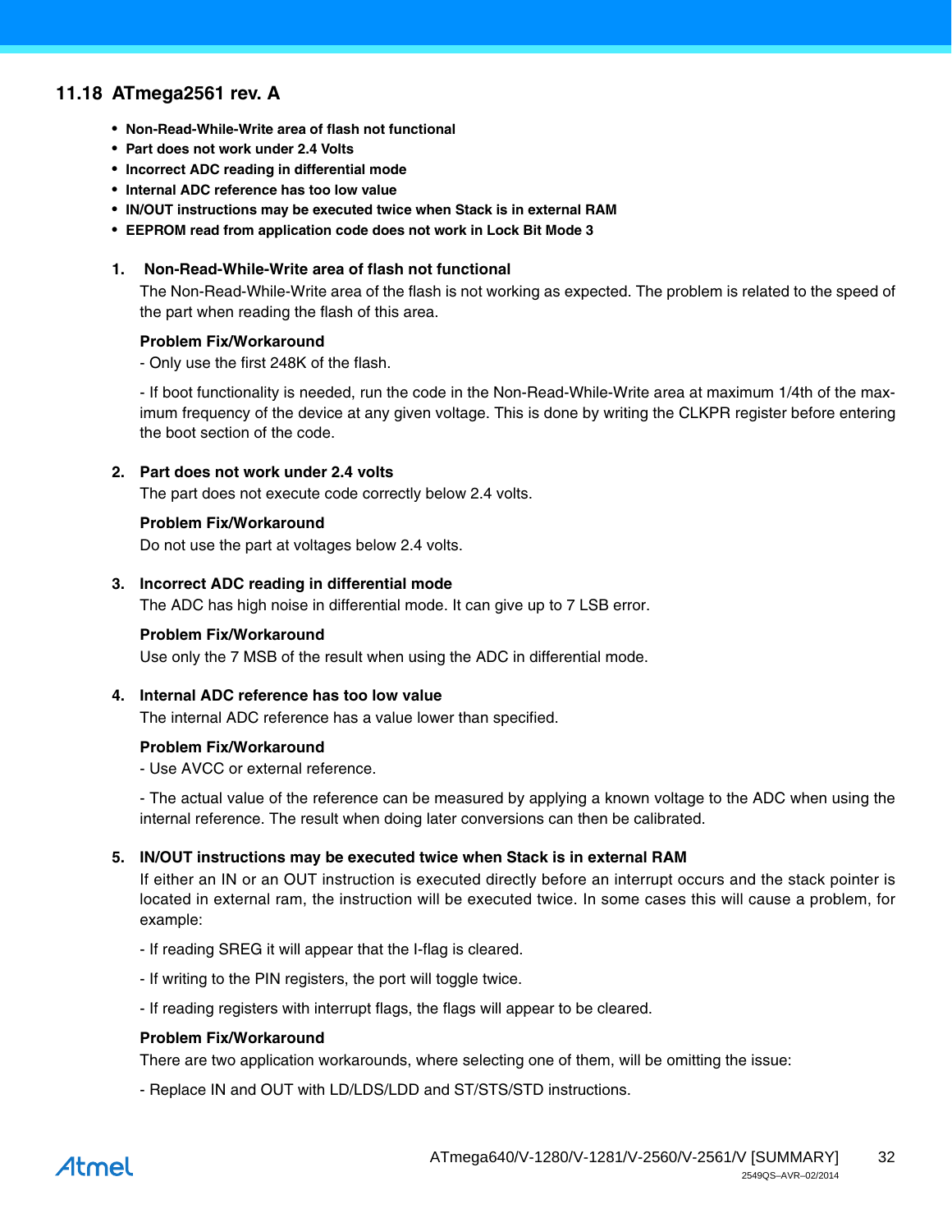## 11.18 ATmega2561 rev. A

- **Non-Read-While-Write area of flash not functional**
- **Part does not work under 2.4 Volts**
- **Incorrect ADC reading in differential mode**
- **Internal ADC reference has too low value**
- **IN/OUT instructions may be executed twice when Stack is in external RAM**
- **EEPROM read from application code does not work in Lock Bit Mode 3**

**1. Non-Read-While-Write area of flash not functional**

The Non-Read-While-Write area of the flash is not working as expected. The problem is related to the speed of the part when reading the flash of this area.

**Problem Fix/Workaround**

- Only use the first 248K of the flash.

- If boot functionality is needed, run the code in the Non-Read-While-Write area at maximum 1/4th of the maximum frequency of the device at any given voltage. This is done by writing the CLKPR register before entering the boot section of the code.

**2. Part does not work under 2.4 volts**

The part does not execute code correctly below 2.4 volts.

**Problem Fix/Workaround**

Do not use the part at voltages below 2.4 volts.

**3. Incorrect ADC reading in differential mode**

The ADC has high noise in differential mode. It can give up to 7 LSB error.

**Problem Fix/Workaround**

Use only the 7 MSB of the result when using the ADC in differential mode.

**4. Internal ADC reference has too low value**

The internal ADC reference has a value lower than specified.

**Problem Fix/Workaround**

- Use AVCC or external reference.

- The actual value of the reference can be measured by applying a known voltage to the ADC when using the internal reference. The result when doing later conversions can then be calibrated.

**5. IN/OUT instructions may be executed twice when Stack is in external RAM**

If either an IN or an OUT instruction is executed directly before an interrupt occurs and the stack pointer is located in external ram, the instruction will be executed twice. In some cases this will cause a problem, for example:

- If reading SREG it will appear that the I-flag is cleared.

- If writing to the PIN registers, the port will toggle twice.

- If reading registers with interrupt flags, the flags will appear to be cleared.

**Problem Fix/Workaround**

There are two application workarounds, where selecting one of them, will be omitting the issue:

- Replace IN and OUT with LD/LDS/LDD and ST/STS/STD instructions.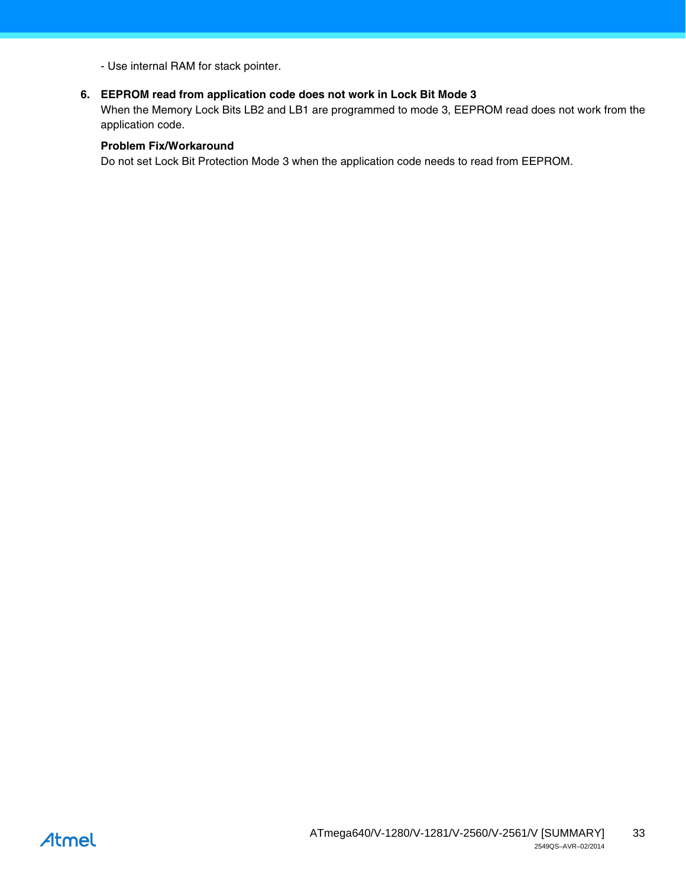- Use internal RAM for stack pointer.

6. **EEPROM read from application code does not work in Lock Bit Mode 3**
   When the Memory Lock Bits LB2 and LB1 are programmed to mode 3, EEPROM read does not work from the application code.

   **Problem Fix/Workaround**
   Do not set Lock Bit Protection Mode 3 when the application code needs to read from EEPROM.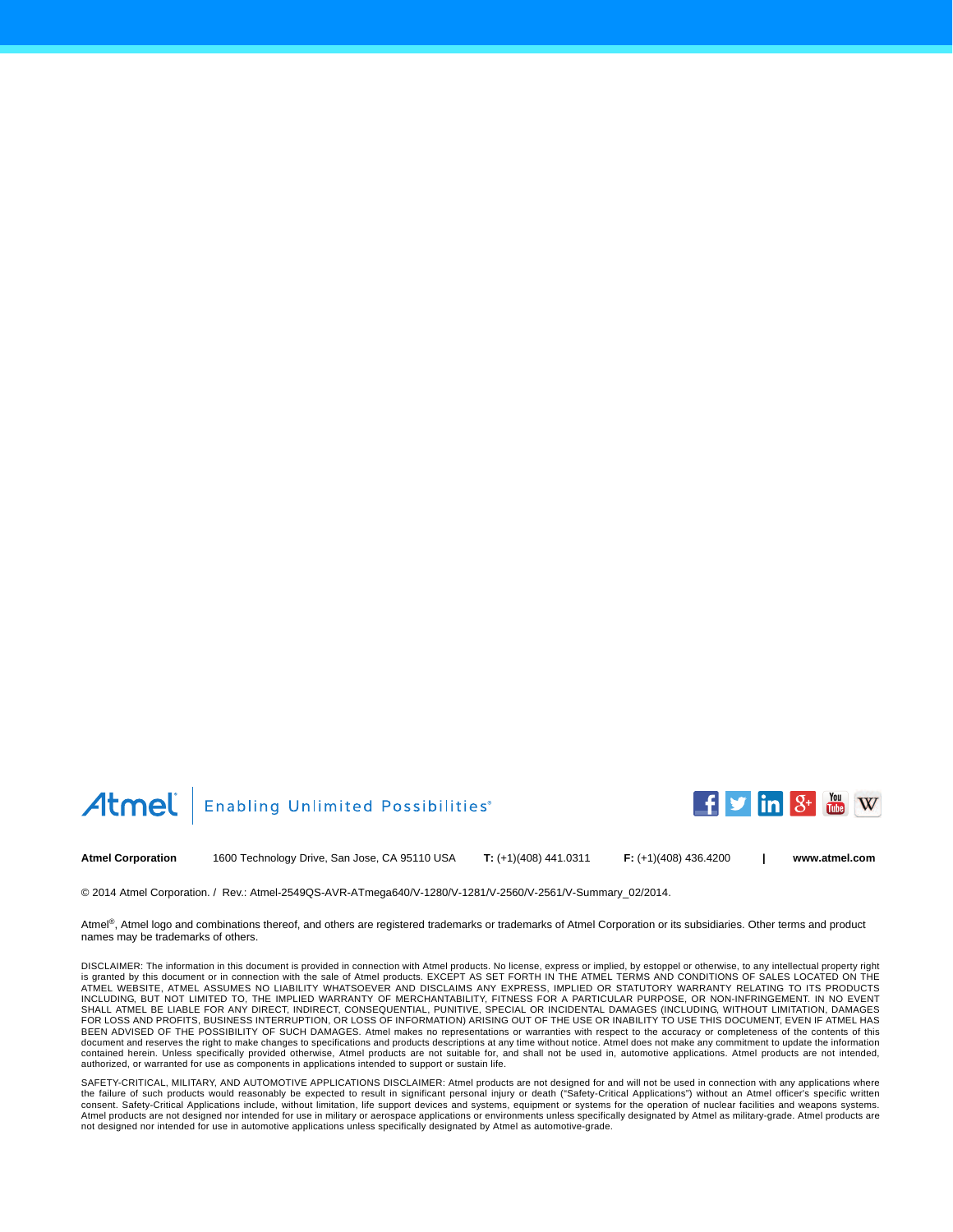Atmel | Enabling Unlimited Possibilities®

**Atmel Corporation** 1600 Technology Drive, San Jose, CA 95110 USA **T:** (+1)(408) 441.0311 **F:** (+1)(408) 436.4200 | **www.atmel.com**

© 2014 Atmel Corporation. / Rev.: Atmel-2549QS-AVR-ATmega640/V-1280/V-1281/V-2560/V-2561/V-Summary_02/2014.

Atmel®, Atmel logo and combinations thereof, and others are registered trademarks or trademarks of Atmel Corporation or its subsidiaries. Other terms and product names may be trademarks of others.

DISCLAIMER: The information in this document is provided in connection with Atmel products. No license, express or implied, by estoppel or otherwise, to any intellectual property right is granted by this document or in connection with the sale of Atmel products. EXCEPT AS SET FORTH IN THE ATMEL TERMS AND CONDITIONS OF SALES LOCATED ON THE ATMEL WEBSITE, ATMEL ASSUMES NO LIABILITY WHATSOEVER AND DISCLAIMS ANY EXPRESS, IMPLIED OR STATUTORY WARRANTY RELATING TO ITS PRODUCTS INCLUDING, BUT NOT LIMITED TO, THE IMPLIED WARRANTY OF MERCHANTABILITY, FITNESS FOR A PARTICULAR PURPOSE, OR NON-INFRINGEMENT. IN NO EVENT SHALL ATMEL BE LIABLE FOR ANY DIRECT, INDIRECT, CONSEQUENTIAL, PUNITIVE, SPECIAL OR INCIDENTAL DAMAGES (INCLUDING, WITHOUT LIMITATION, DAMAGES FOR LOSS AND PROFITS, BUSINESS INTERRUPTION, OR LOSS OF INFORMATION) ARISING OUT OF THE USE OR INABILITY TO USE THIS DOCUMENT, EVEN IF ATMEL HAS BEEN ADVISED OF THE POSSIBILITY OF SUCH DAMAGES. Atmel makes no representations or warranties with respect to the accuracy or completeness of the contents of this document and reserves the right to make changes to specifications and products descriptions at any time without notice. Atmel does not make any commitment to update the information contained herein. Unless specifically provided otherwise, Atmel products are not suitable for, and shall not be used in, automotive applications. Atmel products are not intended, authorized, or warranted for use as components in applications intended to support or sustain life.

SAFETY-CRITICAL, MILITARY, AND AUTOMOTIVE APPLICATIONS DISCLAIMER: Atmel products are not designed for and will not be used in connection with any applications where the failure of such products would reasonably be expected to result in significant personal injury or death ("Safety-Critical Applications") without an Atmel officer's specific written consent. Safety-Critical Applications include, without limitation, life support devices and systems, equipment or systems for the operation of nuclear facilities and weapons systems. Atmel products are not designed nor intended for use in military or aerospace applications or environments unless specifically designated by Atmel as military-grade. Atmel products are not designed nor intended for use in automotive applications unless specifically designated by Atmel as automotive-grade.